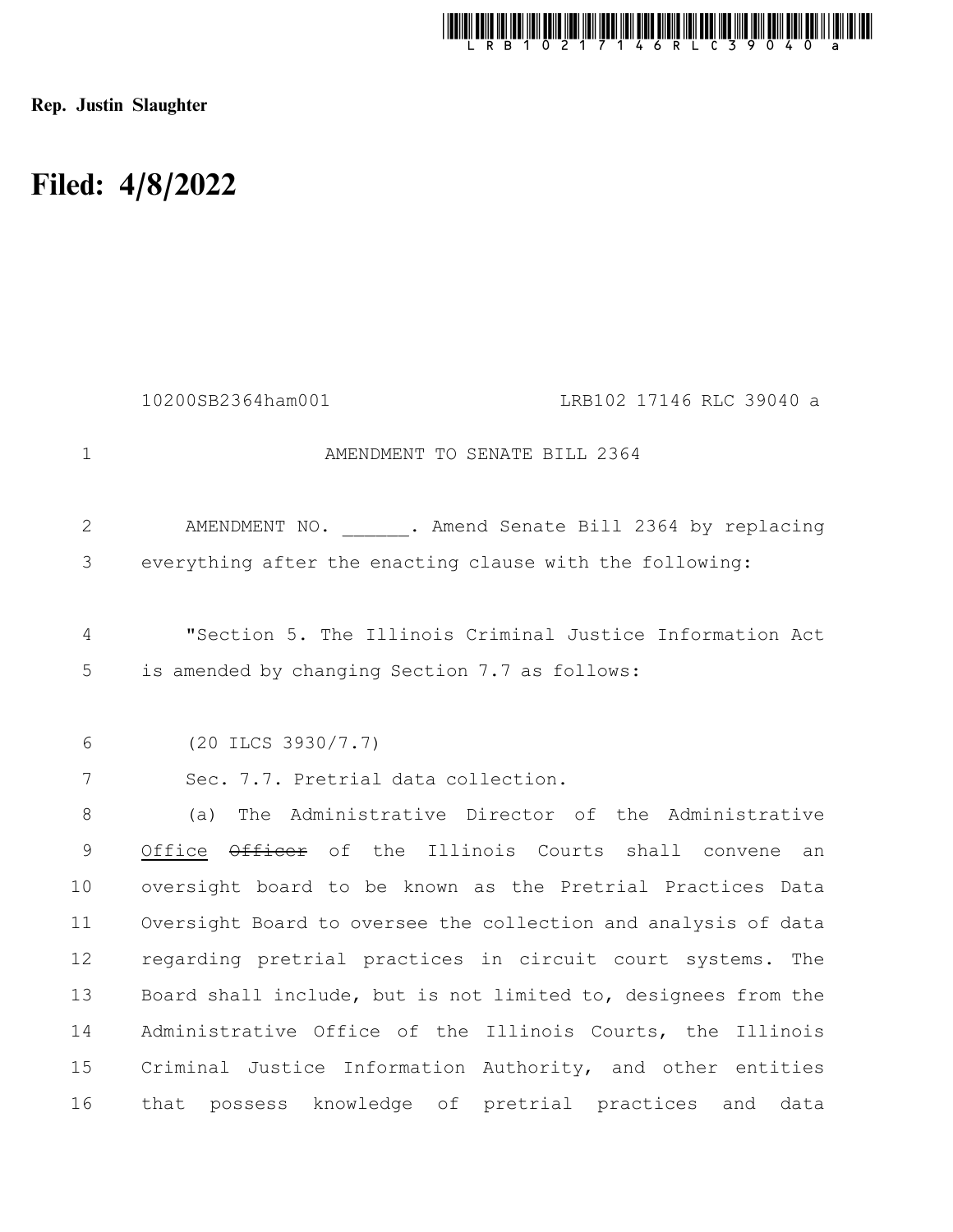**Rep. Justin Slaughter**

# Filed: 4/8/2022

10200SB2364ham001 LRB102 17146 RLC 39040 a

AMENDMENT TO SENATE BILL 2364

AMENDMENT NO. ______. Amend Senate Bill 2364 by replacing everything after the enacting clause with the following:

"Section 5. The Illinois Criminal Justice Information Act is amended by changing Section 7.7 as follows:

(20 ILCS 3930/7.7)

Sec. 7.7. Pretrial data collection.

(a) The Administrative Director of the Administrative Office ~~Officer~~ of the Illinois Courts shall convene an oversight board to be known as the Pretrial Practices Data Oversight Board to oversee the collection and analysis of data regarding pretrial practices in circuit court systems. The Board shall include, but is not limited to, designees from the Administrative Office of the Illinois Courts, the Illinois Criminal Justice Information Authority, and other entities that possess knowledge of pretrial practices and data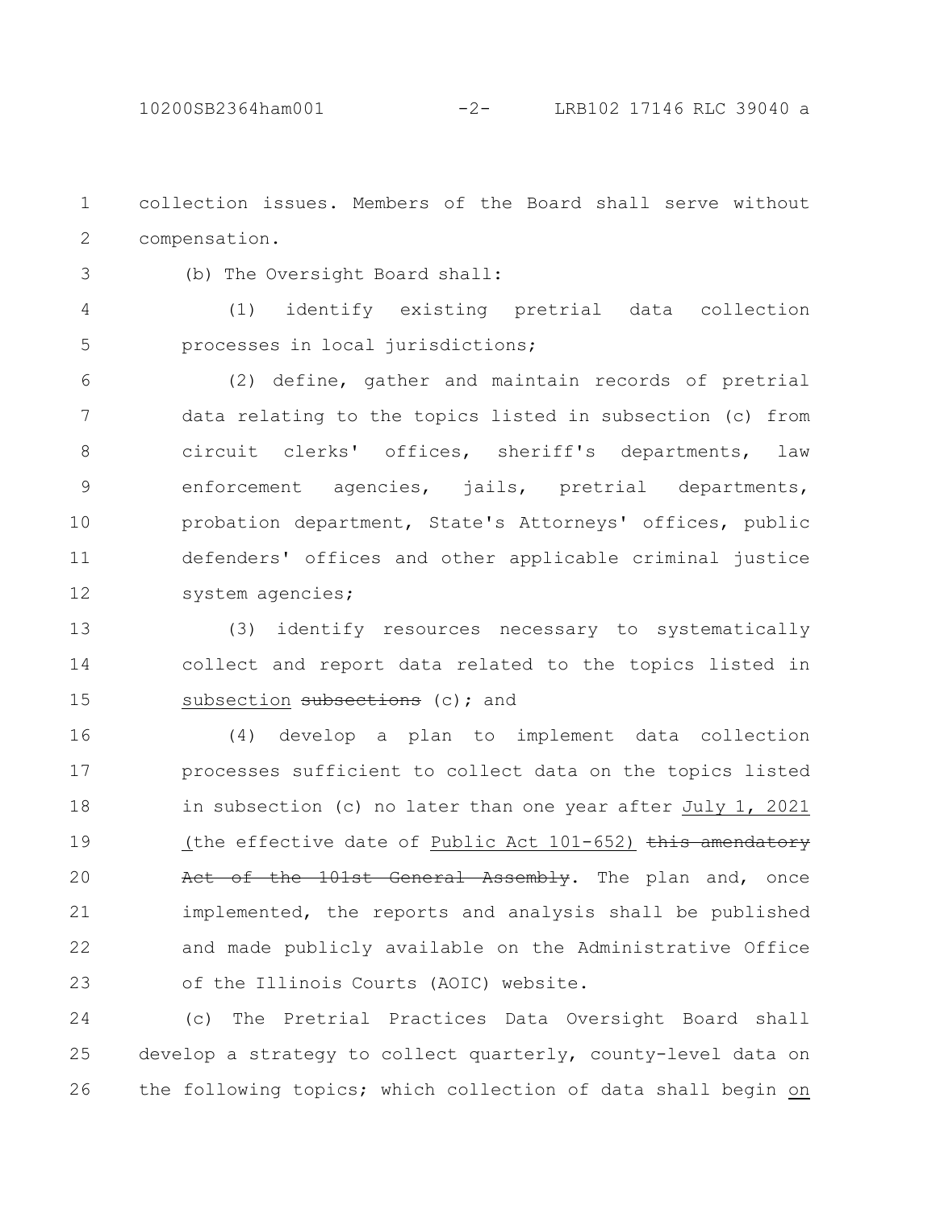collection issues. Members of the Board shall serve without compensation.

(b) The Oversight Board shall:

(1) identify existing pretrial data collection processes in local jurisdictions;

(2) define, gather and maintain records of pretrial data relating to the topics listed in subsection (c) from circuit clerks' offices, sheriff's departments, law enforcement agencies, jails, pretrial departments, probation department, State's Attorneys' offices, public defenders' offices and other applicable criminal justice system agencies;

(3) identify resources necessary to systematically collect and report data related to the topics listed in <u>subsection</u> ~~subsections~~ (c); and

(4) develop a plan to implement data collection processes sufficient to collect data on the topics listed in subsection (c) no later than one year after <u>July 1, 2021 (</u>the effective date of <u>Public Act 101-652)</u> ~~this amendatory Act of the 101st General Assembly~~. The plan and, once implemented, the reports and analysis shall be published and made publicly available on the Administrative Office of the Illinois Courts (AOIC) website.

(c) The Pretrial Practices Data Oversight Board shall develop a strategy to collect quarterly, county-level data on the following topics; which collection of data shall begin <u>on</u>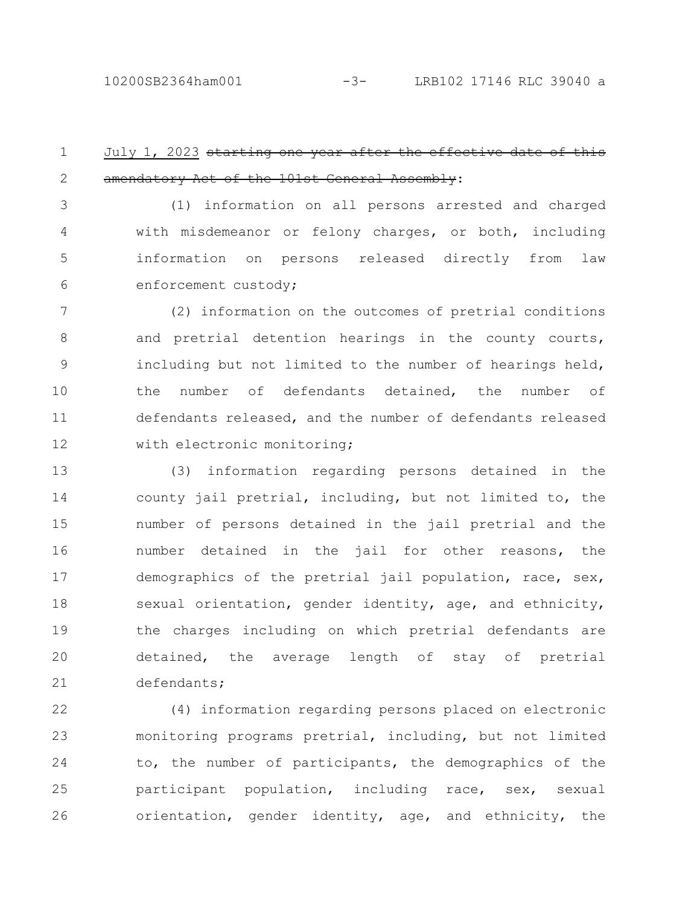<u>July 1, 2023</u> ~~starting one year after the effective date of this amendatory Act of the 101st General Assembly~~:

(1) information on all persons arrested and charged with misdemeanor or felony charges, or both, including information on persons released directly from law enforcement custody;

(2) information on the outcomes of pretrial conditions and pretrial detention hearings in the county courts, including but not limited to the number of hearings held, the number of defendants detained, the number of defendants released, and the number of defendants released with electronic monitoring;

(3) information regarding persons detained in the county jail pretrial, including, but not limited to, the number of persons detained in the jail pretrial and the number detained in the jail for other reasons, the demographics of the pretrial jail population, race, sex, sexual orientation, gender identity, age, and ethnicity, the charges including on which pretrial defendants are detained, the average length of stay of pretrial defendants;

(4) information regarding persons placed on electronic monitoring programs pretrial, including, but not limited to, the number of participants, the demographics of the participant population, including race, sex, sexual orientation, gender identity, age, and ethnicity, the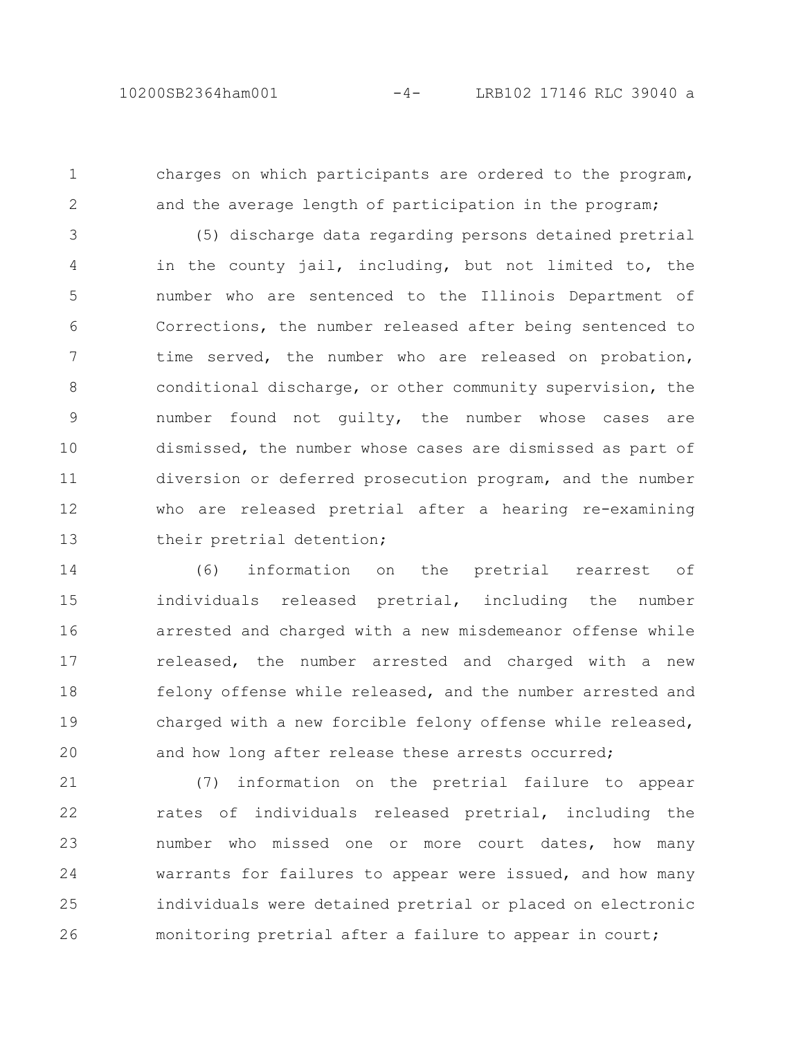charges on which participants are ordered to the program, and the average length of participation in the program;

(5) discharge data regarding persons detained pretrial in the county jail, including, but not limited to, the number who are sentenced to the Illinois Department of Corrections, the number released after being sentenced to time served, the number who are released on probation, conditional discharge, or other community supervision, the number found not guilty, the number whose cases are dismissed, the number whose cases are dismissed as part of diversion or deferred prosecution program, and the number who are released pretrial after a hearing re-examining their pretrial detention;

(6) information on the pretrial rearrest of individuals released pretrial, including the number arrested and charged with a new misdemeanor offense while released, the number arrested and charged with a new felony offense while released, and the number arrested and charged with a new forcible felony offense while released, and how long after release these arrests occurred;

(7) information on the pretrial failure to appear rates of individuals released pretrial, including the number who missed one or more court dates, how many warrants for failures to appear were issued, and how many individuals were detained pretrial or placed on electronic monitoring pretrial after a failure to appear in court;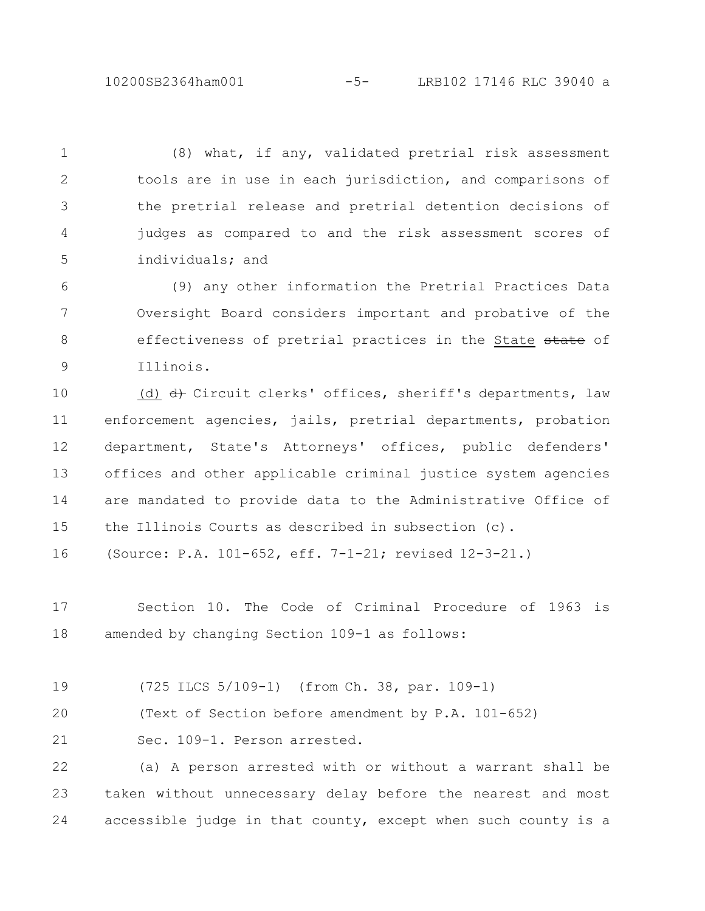(8) what, if any, validated pretrial risk assessment tools are in use in each jurisdiction, and comparisons of the pretrial release and pretrial detention decisions of judges as compared to and the risk assessment scores of individuals; and

(9) any other information the Pretrial Practices Data Oversight Board considers important and probative of the effectiveness of pretrial practices in the State ~~state~~ of Illinois.

(d) ~~d)~~ Circuit clerks' offices, sheriff's departments, law enforcement agencies, jails, pretrial departments, probation department, State's Attorneys' offices, public defenders' offices and other applicable criminal justice system agencies are mandated to provide data to the Administrative Office of the Illinois Courts as described in subsection (c).

(Source: P.A. 101-652, eff. 7-1-21; revised 12-3-21.)

Section 10. The Code of Criminal Procedure of 1963 is amended by changing Section 109-1 as follows:

(725 ILCS 5/109-1) (from Ch. 38, par. 109-1)

(Text of Section before amendment by P.A. 101-652)

Sec. 109-1. Person arrested.

(a) A person arrested with or without a warrant shall be taken without unnecessary delay before the nearest and most accessible judge in that county, except when such county is a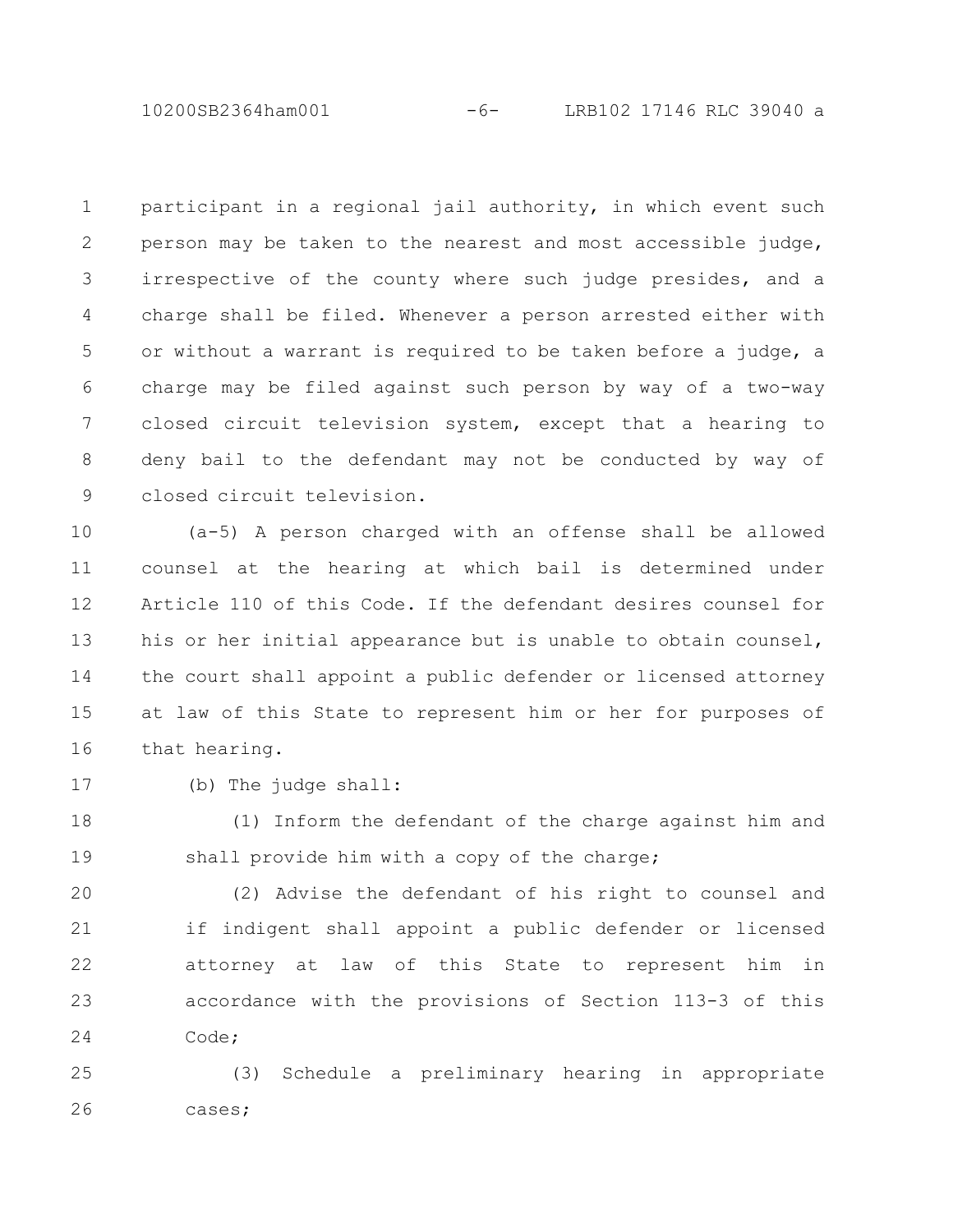participant in a regional jail authority, in which event such person may be taken to the nearest and most accessible judge, irrespective of the county where such judge presides, and a charge shall be filed. Whenever a person arrested either with or without a warrant is required to be taken before a judge, a charge may be filed against such person by way of a two-way closed circuit television system, except that a hearing to deny bail to the defendant may not be conducted by way of closed circuit television.

(a-5) A person charged with an offense shall be allowed counsel at the hearing at which bail is determined under Article 110 of this Code. If the defendant desires counsel for his or her initial appearance but is unable to obtain counsel, the court shall appoint a public defender or licensed attorney at law of this State to represent him or her for purposes of that hearing.

(b) The judge shall:

(1) Inform the defendant of the charge against him and shall provide him with a copy of the charge;

(2) Advise the defendant of his right to counsel and if indigent shall appoint a public defender or licensed attorney at law of this State to represent him in accordance with the provisions of Section 113-3 of this Code;

(3) Schedule a preliminary hearing in appropriate cases;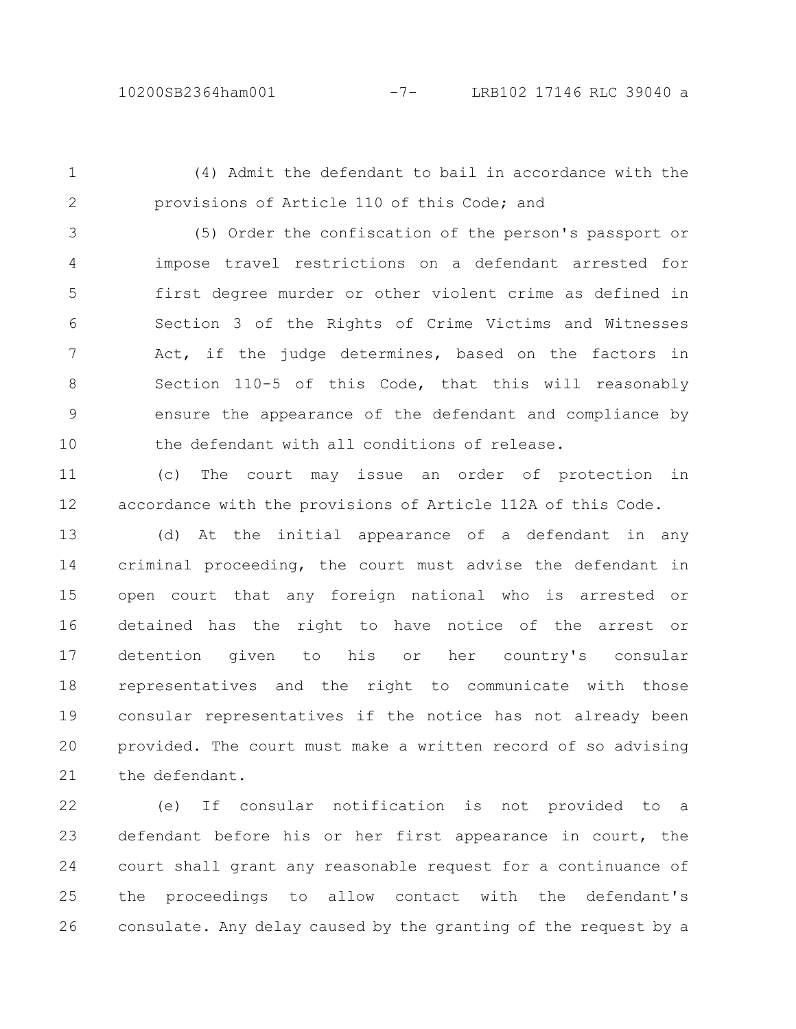(4) Admit the defendant to bail in accordance with the provisions of Article 110 of this Code; and

(5) Order the confiscation of the person's passport or impose travel restrictions on a defendant arrested for first degree murder or other violent crime as defined in Section 3 of the Rights of Crime Victims and Witnesses Act, if the judge determines, based on the factors in Section 110-5 of this Code, that this will reasonably ensure the appearance of the defendant and compliance by the defendant with all conditions of release.

(c) The court may issue an order of protection in accordance with the provisions of Article 112A of this Code.

(d) At the initial appearance of a defendant in any criminal proceeding, the court must advise the defendant in open court that any foreign national who is arrested or detained has the right to have notice of the arrest or detention given to his or her country's consular representatives and the right to communicate with those consular representatives if the notice has not already been provided. The court must make a written record of so advising the defendant.

(e) If consular notification is not provided to a defendant before his or her first appearance in court, the court shall grant any reasonable request for a continuance of the proceedings to allow contact with the defendant's consulate. Any delay caused by the granting of the request by a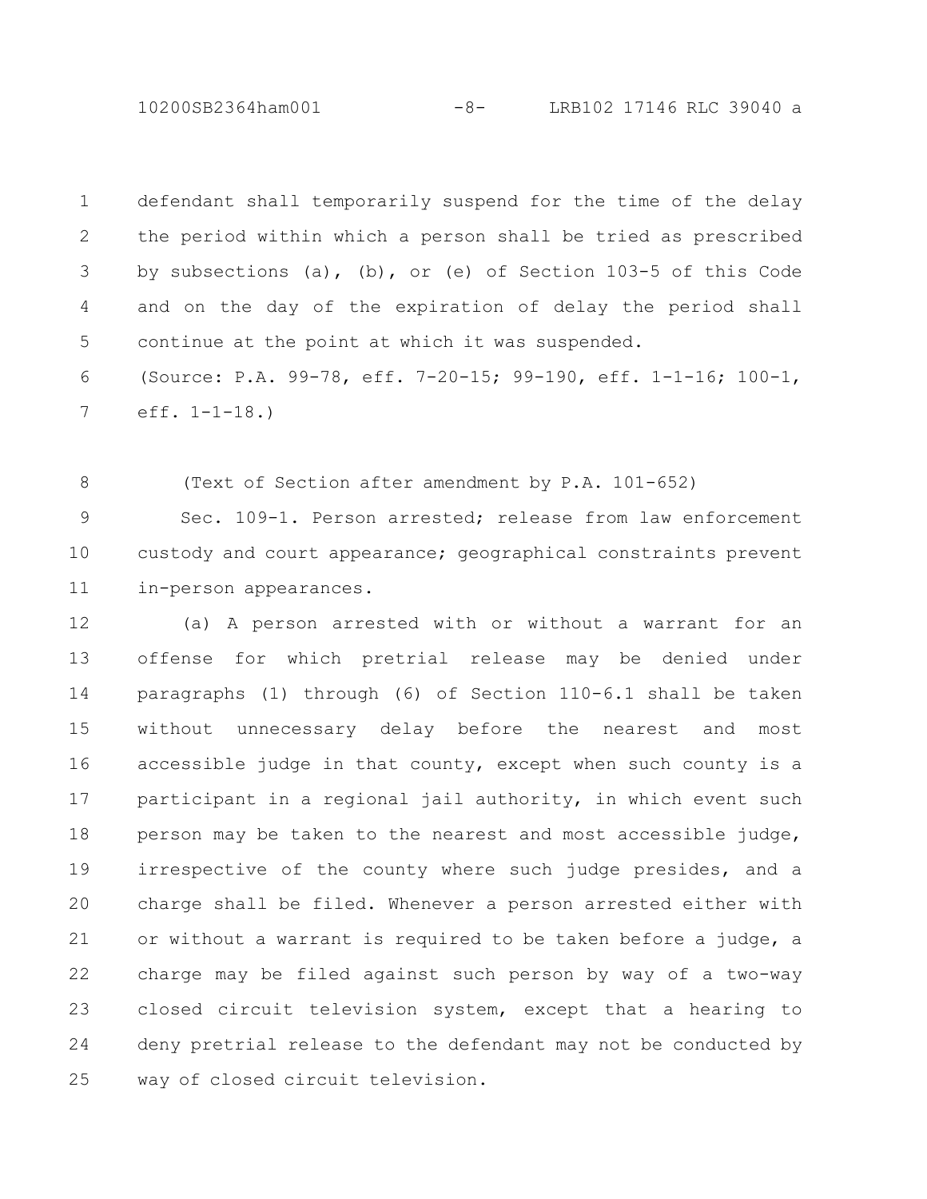defendant shall temporarily suspend for the time of the delay the period within which a person shall be tried as prescribed by subsections (a), (b), or (e) of Section 103-5 of this Code and on the day of the expiration of delay the period shall continue at the point at which it was suspended.

(Source: P.A. 99-78, eff. 7-20-15; 99-190, eff. 1-1-16; 100-1, eff. 1-1-18.)

(Text of Section after amendment by P.A. 101-652)

Sec. 109-1. Person arrested; release from law enforcement custody and court appearance; geographical constraints prevent in-person appearances.

(a) A person arrested with or without a warrant for an offense for which pretrial release may be denied under paragraphs (1) through (6) of Section 110-6.1 shall be taken without unnecessary delay before the nearest and most accessible judge in that county, except when such county is a participant in a regional jail authority, in which event such person may be taken to the nearest and most accessible judge, irrespective of the county where such judge presides, and a charge shall be filed. Whenever a person arrested either with or without a warrant is required to be taken before a judge, a charge may be filed against such person by way of a two-way closed circuit television system, except that a hearing to deny pretrial release to the defendant may not be conducted by way of closed circuit television.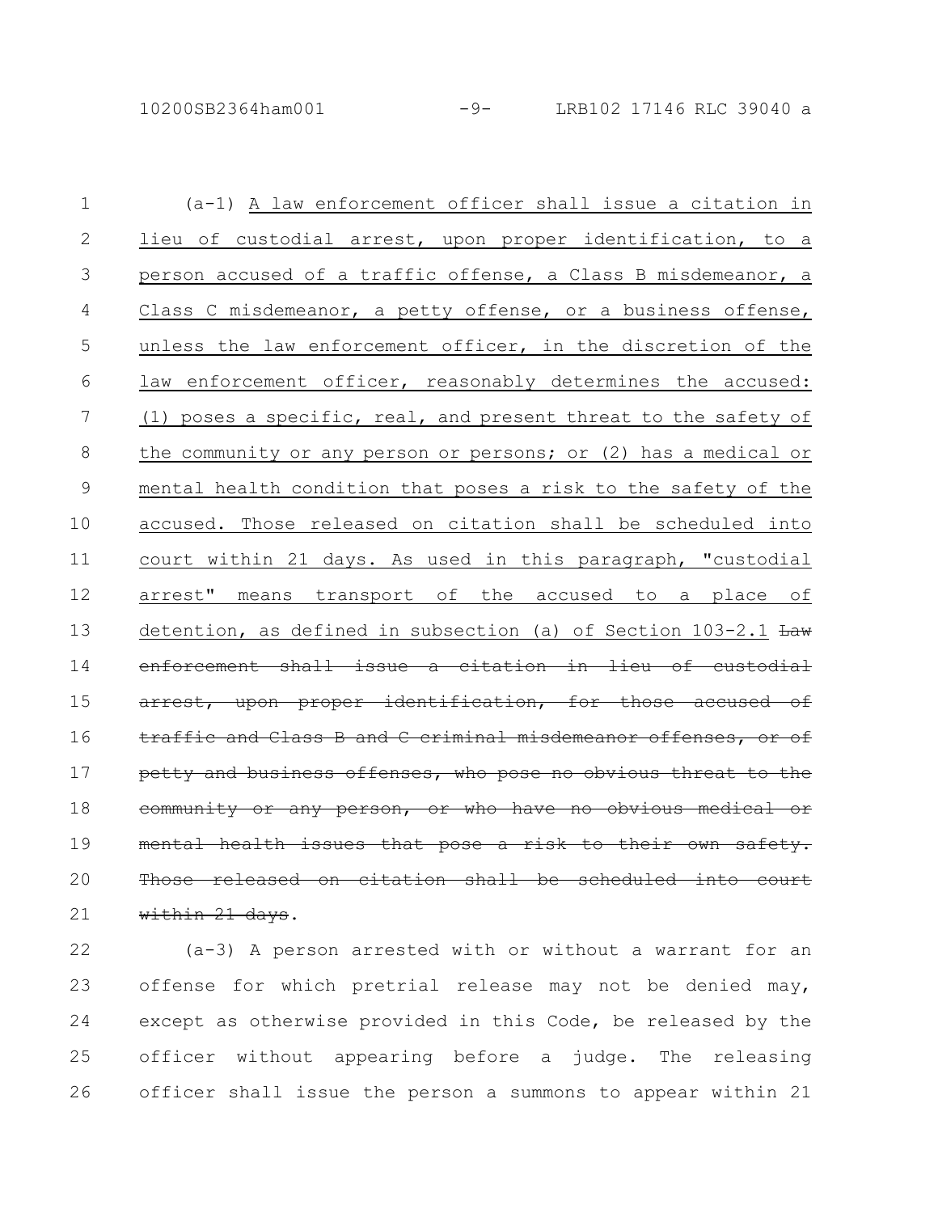(a-1) A law enforcement officer shall issue a citation in lieu of custodial arrest, upon proper identification, to a person accused of a traffic offense, a Class B misdemeanor, a Class C misdemeanor, a petty offense, or a business offense, unless the law enforcement officer, in the discretion of the law enforcement officer, reasonably determines the accused: (1) poses a specific, real, and present threat to the safety of the community or any person or persons; or (2) has a medical or mental health condition that poses a risk to the safety of the accused. Those released on citation shall be scheduled into court within 21 days. As used in this paragraph, "custodial arrest" means transport of the accused to a place of detention, as defined in subsection (a) of Section 103-2.1 ~~Law enforcement shall issue a citation in lieu of custodial arrest, upon proper identification, for those accused of traffic and Class B and C criminal misdemeanor offenses, or of petty and business offenses, who pose no obvious threat to the community or any person, or who have no obvious medical or mental health issues that pose a risk to their own safety. Those released on citation shall be scheduled into court within 21 days~~.

(a-3) A person arrested with or without a warrant for an offense for which pretrial release may not be denied may, except as otherwise provided in this Code, be released by the officer without appearing before a judge. The releasing officer shall issue the person a summons to appear within 21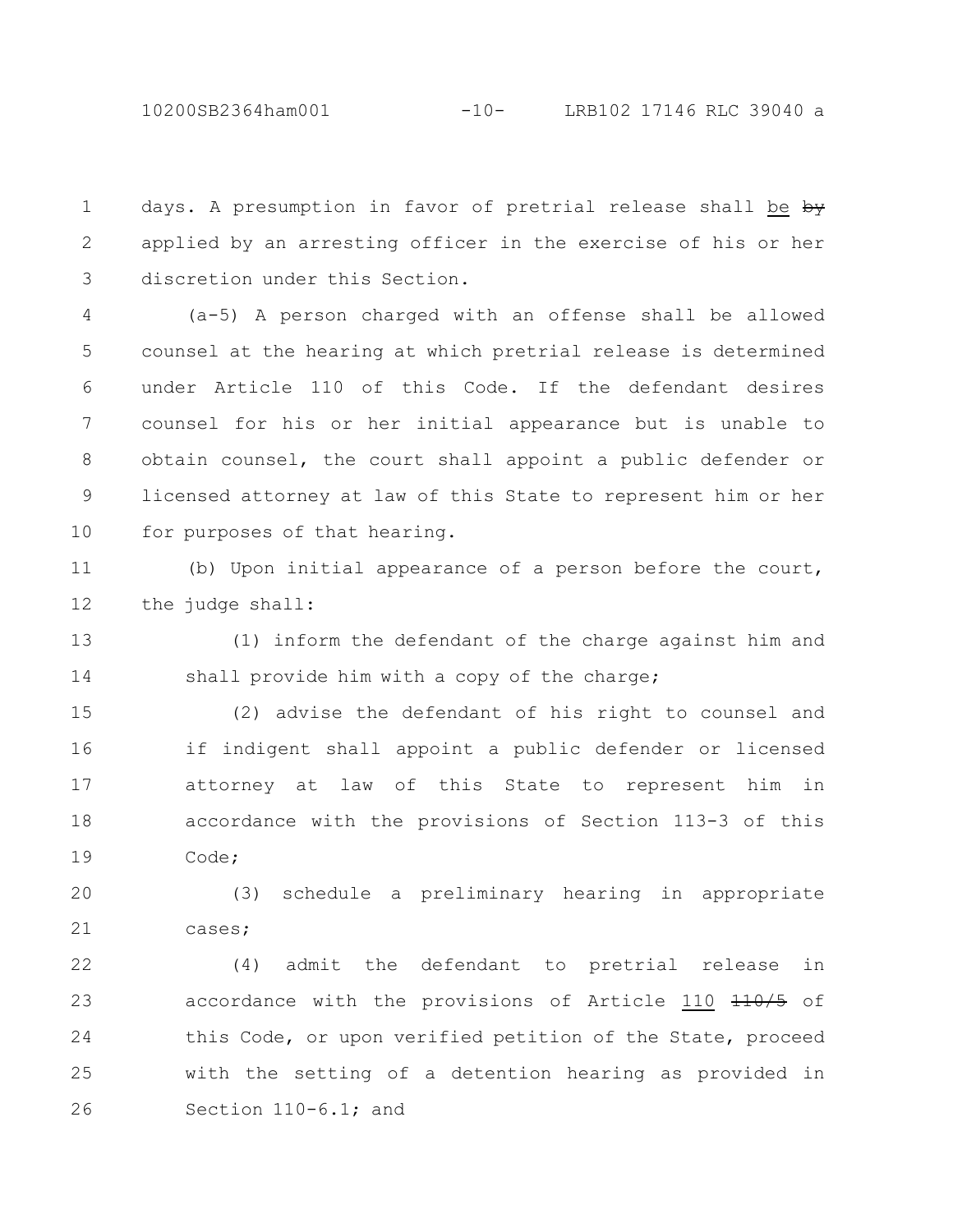days. A presumption in favor of pretrial release shall be ~~by~~ applied by an arresting officer in the exercise of his or her discretion under this Section.

(a-5) A person charged with an offense shall be allowed counsel at the hearing at which pretrial release is determined under Article 110 of this Code. If the defendant desires counsel for his or her initial appearance but is unable to obtain counsel, the court shall appoint a public defender or licensed attorney at law of this State to represent him or her for purposes of that hearing.

(b) Upon initial appearance of a person before the court, the judge shall:

(1) inform the defendant of the charge against him and shall provide him with a copy of the charge;

(2) advise the defendant of his right to counsel and if indigent shall appoint a public defender or licensed attorney at law of this State to represent him in accordance with the provisions of Section 113-3 of this Code;

(3) schedule a preliminary hearing in appropriate cases;

(4) admit the defendant to pretrial release in accordance with the provisions of Article 110 ~~110/5~~ of this Code, or upon verified petition of the State, proceed with the setting of a detention hearing as provided in Section 110-6.1; and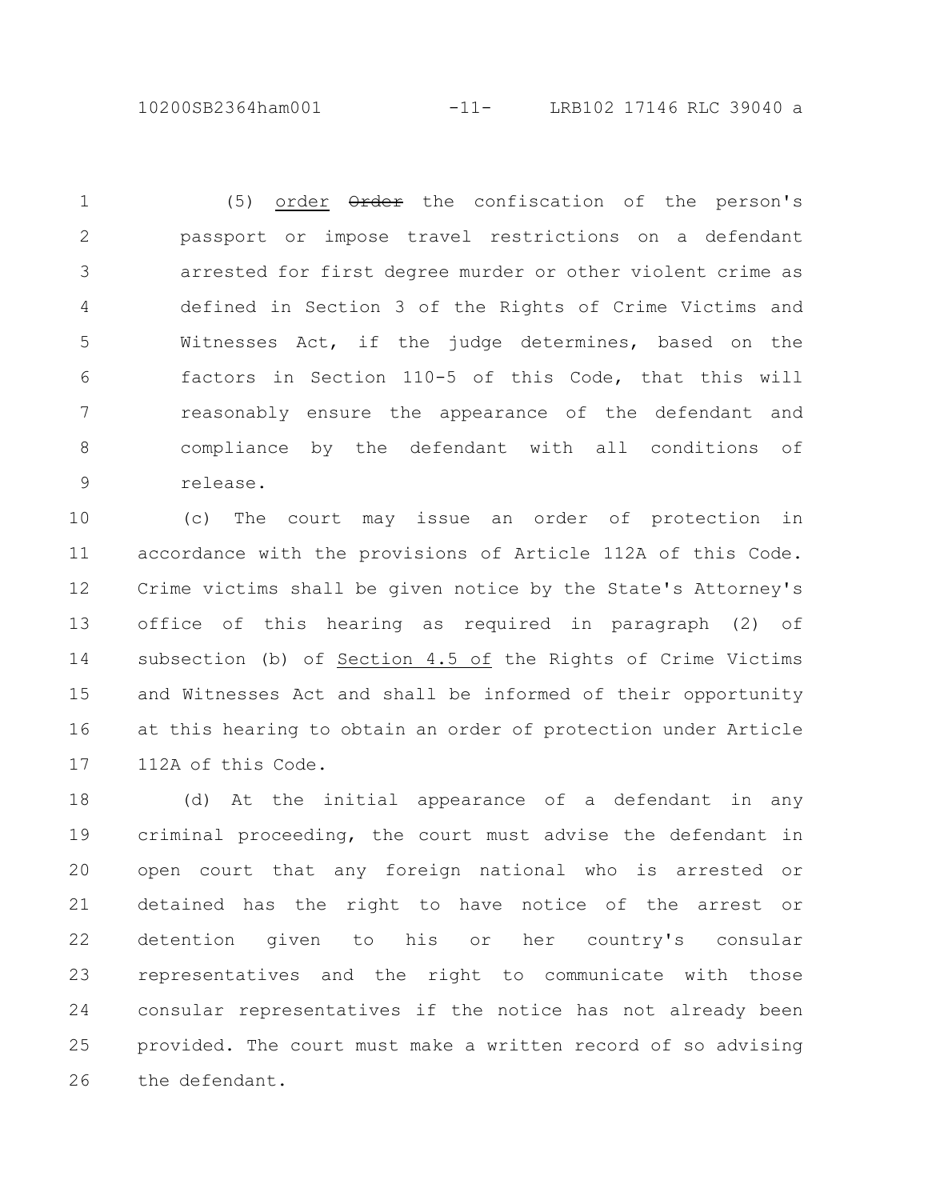(5) order ~~Order~~ the confiscation of the person's passport or impose travel restrictions on a defendant arrested for first degree murder or other violent crime as defined in Section 3 of the Rights of Crime Victims and Witnesses Act, if the judge determines, based on the factors in Section 110-5 of this Code, that this will reasonably ensure the appearance of the defendant and compliance by the defendant with all conditions of release.

(c) The court may issue an order of protection in accordance with the provisions of Article 112A of this Code. Crime victims shall be given notice by the State's Attorney's office of this hearing as required in paragraph (2) of subsection (b) of <u>Section 4.5 of</u> the Rights of Crime Victims and Witnesses Act and shall be informed of their opportunity at this hearing to obtain an order of protection under Article 112A of this Code.

(d) At the initial appearance of a defendant in any criminal proceeding, the court must advise the defendant in open court that any foreign national who is arrested or detained has the right to have notice of the arrest or detention given to his or her country's consular representatives and the right to communicate with those consular representatives if the notice has not already been provided. The court must make a written record of so advising the defendant.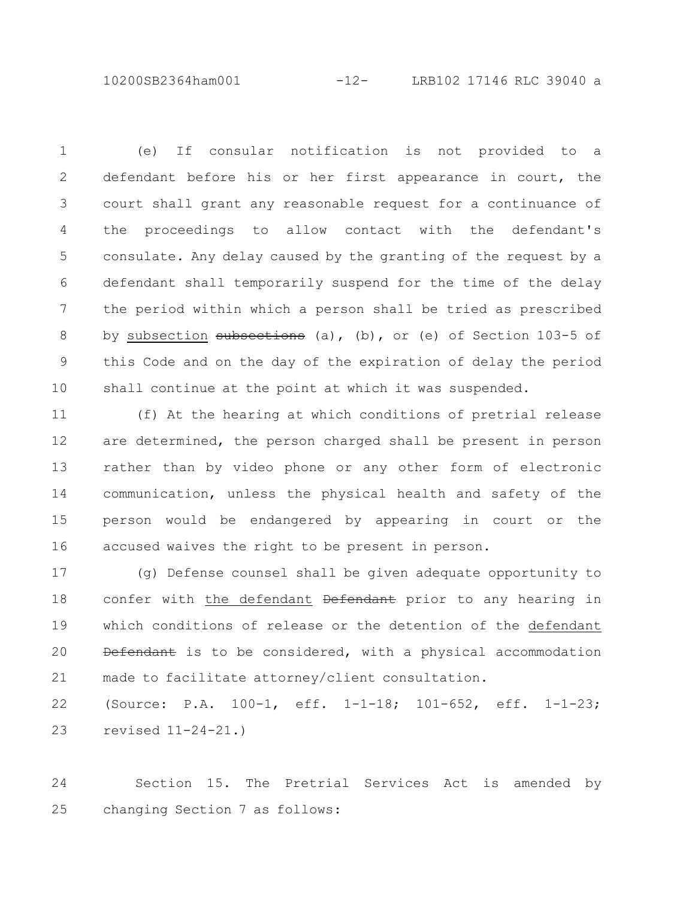(e) If consular notification is not provided to a defendant before his or her first appearance in court, the court shall grant any reasonable request for a continuance of the proceedings to allow contact with the defendant's consulate. Any delay caused by the granting of the request by a defendant shall temporarily suspend for the time of the delay the period within which a person shall be tried as prescribed by <u>subsection</u> ~~subsections~~ (a), (b), or (e) of Section 103-5 of this Code and on the day of the expiration of delay the period shall continue at the point at which it was suspended.

(f) At the hearing at which conditions of pretrial release are determined, the person charged shall be present in person rather than by video phone or any other form of electronic communication, unless the physical health and safety of the person would be endangered by appearing in court or the accused waives the right to be present in person.

(g) Defense counsel shall be given adequate opportunity to confer with <u>the defendant</u> ~~Defendant~~ prior to any hearing in which conditions of release or the detention of the <u>defendant</u> ~~Defendant~~ is to be considered, with a physical accommodation made to facilitate attorney/client consultation.

(Source: P.A. 100-1, eff. 1-1-18; 101-652, eff. 1-1-23; revised 11-24-21.)

Section 15. The Pretrial Services Act is amended by changing Section 7 as follows: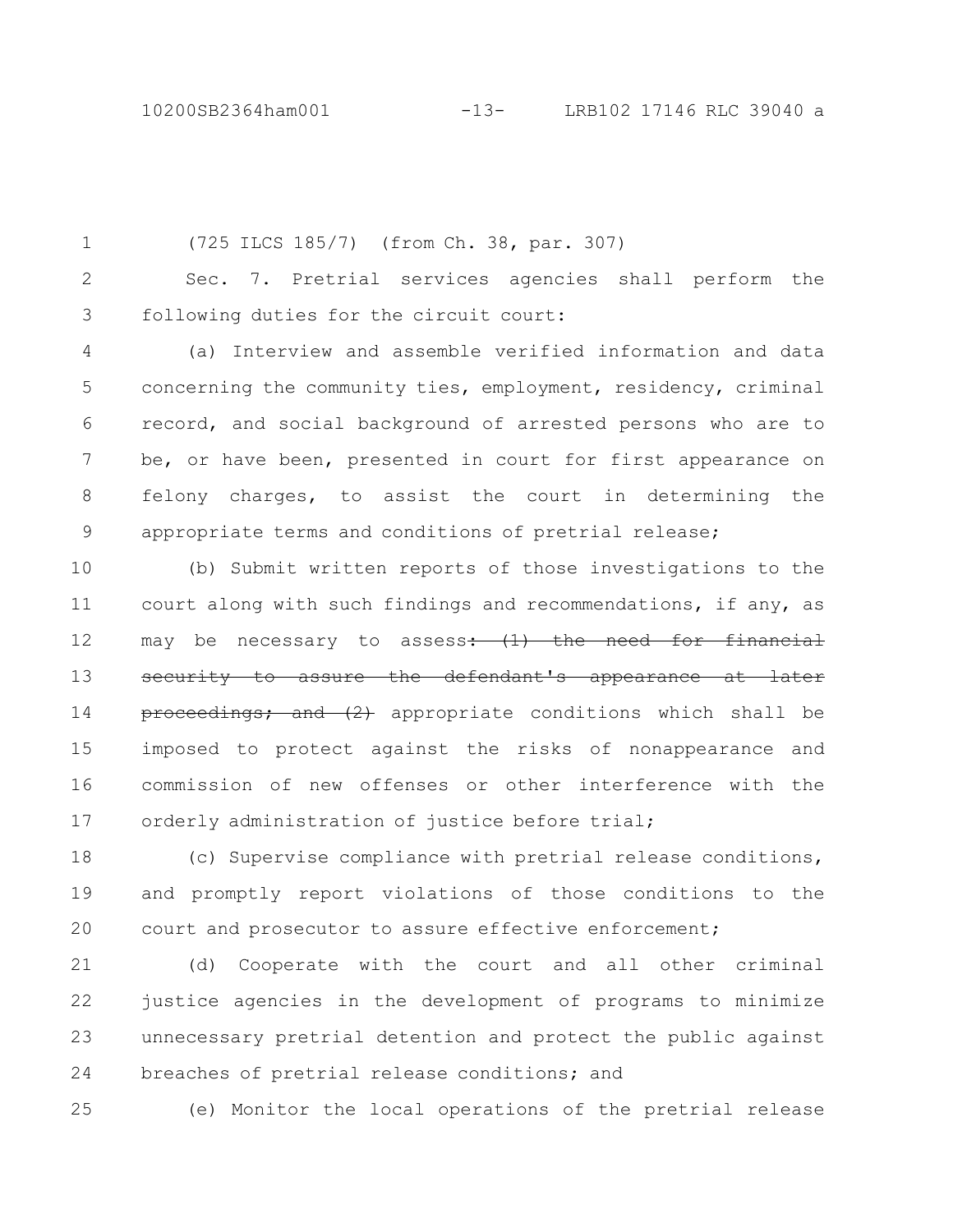(725 ILCS 185/7) (from Ch. 38, par. 307)

Sec. 7. Pretrial services agencies shall perform the following duties for the circuit court:

(a) Interview and assemble verified information and data concerning the community ties, employment, residency, criminal record, and social background of arrested persons who are to be, or have been, presented in court for first appearance on felony charges, to assist the court in determining the appropriate terms and conditions of pretrial release;

(b) Submit written reports of those investigations to the court along with such findings and recommendations, if any, as may be necessary to assess~~: (1) the need for financial security to assure the defendant's appearance at later proceedings; and (2)~~ appropriate conditions which shall be imposed to protect against the risks of nonappearance and commission of new offenses or other interference with the orderly administration of justice before trial;

(c) Supervise compliance with pretrial release conditions, and promptly report violations of those conditions to the court and prosecutor to assure effective enforcement;

(d) Cooperate with the court and all other criminal justice agencies in the development of programs to minimize unnecessary pretrial detention and protect the public against breaches of pretrial release conditions; and

(e) Monitor the local operations of the pretrial release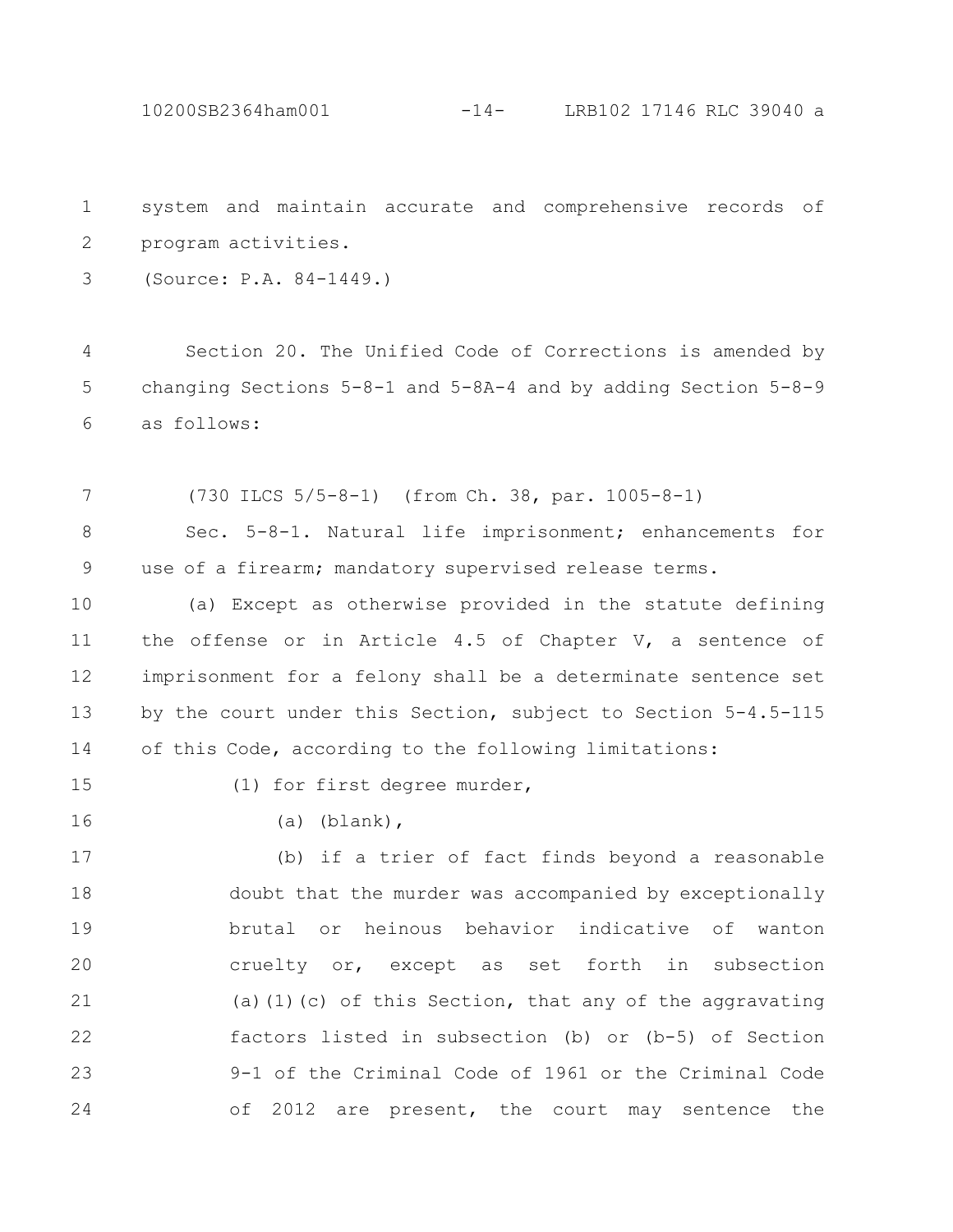system and maintain accurate and comprehensive records of program activities.

(Source: P.A. 84-1449.)

Section 20. The Unified Code of Corrections is amended by changing Sections 5-8-1 and 5-8A-4 and by adding Section 5-8-9 as follows:

(730 ILCS 5/5-8-1) (from Ch. 38, par. 1005-8-1)

Sec. 5-8-1. Natural life imprisonment; enhancements for use of a firearm; mandatory supervised release terms.

(a) Except as otherwise provided in the statute defining the offense or in Article 4.5 of Chapter V, a sentence of imprisonment for a felony shall be a determinate sentence set by the court under this Section, subject to Section 5-4.5-115 of this Code, according to the following limitations:

(1) for first degree murder,

(a) (blank),

(b) if a trier of fact finds beyond a reasonable doubt that the murder was accompanied by exceptionally brutal or heinous behavior indicative of wanton cruelty or, except as set forth in subsection (a)(1)(c) of this Section, that any of the aggravating factors listed in subsection (b) or (b-5) of Section 9-1 of the Criminal Code of 1961 or the Criminal Code of 2012 are present, the court may sentence the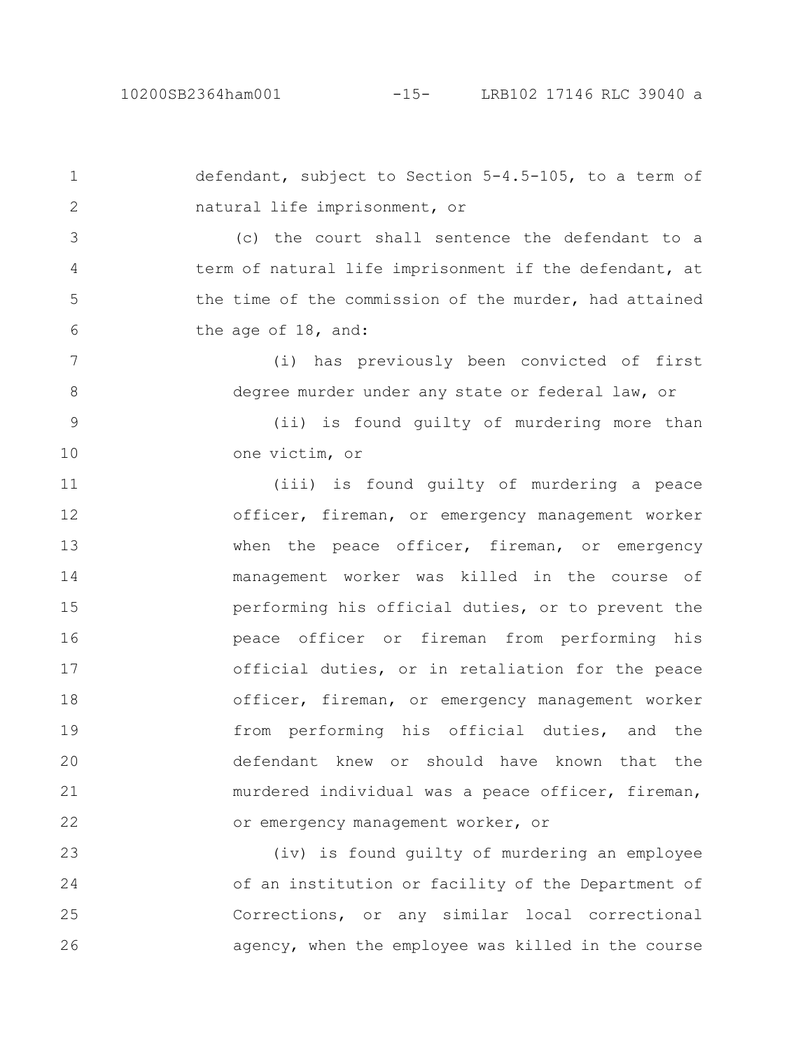defendant, subject to Section 5-4.5-105, to a term of natural life imprisonment, or

(c) the court shall sentence the defendant to a term of natural life imprisonment if the defendant, at the time of the commission of the murder, had attained the age of 18, and:

(i) has previously been convicted of first degree murder under any state or federal law, or

(ii) is found guilty of murdering more than one victim, or

(iii) is found guilty of murdering a peace officer, fireman, or emergency management worker when the peace officer, fireman, or emergency management worker was killed in the course of performing his official duties, or to prevent the peace officer or fireman from performing his official duties, or in retaliation for the peace officer, fireman, or emergency management worker from performing his official duties, and the defendant knew or should have known that the murdered individual was a peace officer, fireman, or emergency management worker, or

(iv) is found guilty of murdering an employee of an institution or facility of the Department of Corrections, or any similar local correctional agency, when the employee was killed in the course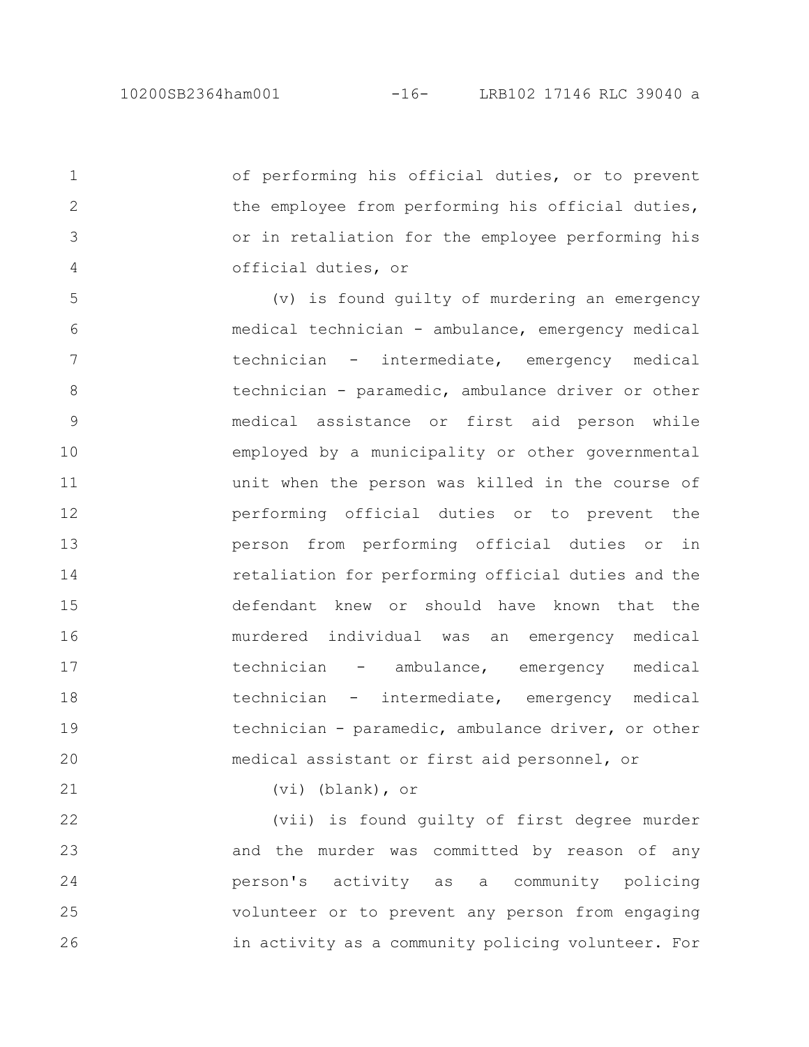of performing his official duties, or to prevent the employee from performing his official duties, or in retaliation for the employee performing his official duties, or

(v) is found guilty of murdering an emergency medical technician - ambulance, emergency medical technician - intermediate, emergency medical technician - paramedic, ambulance driver or other medical assistance or first aid person while employed by a municipality or other governmental unit when the person was killed in the course of performing official duties or to prevent the person from performing official duties or in retaliation for performing official duties and the defendant knew or should have known that the murdered individual was an emergency medical technician - ambulance, emergency medical technician - intermediate, emergency medical technician - paramedic, ambulance driver, or other medical assistant or first aid personnel, or

(vi) (blank), or

(vii) is found guilty of first degree murder and the murder was committed by reason of any person's activity as a community policing volunteer or to prevent any person from engaging in activity as a community policing volunteer. For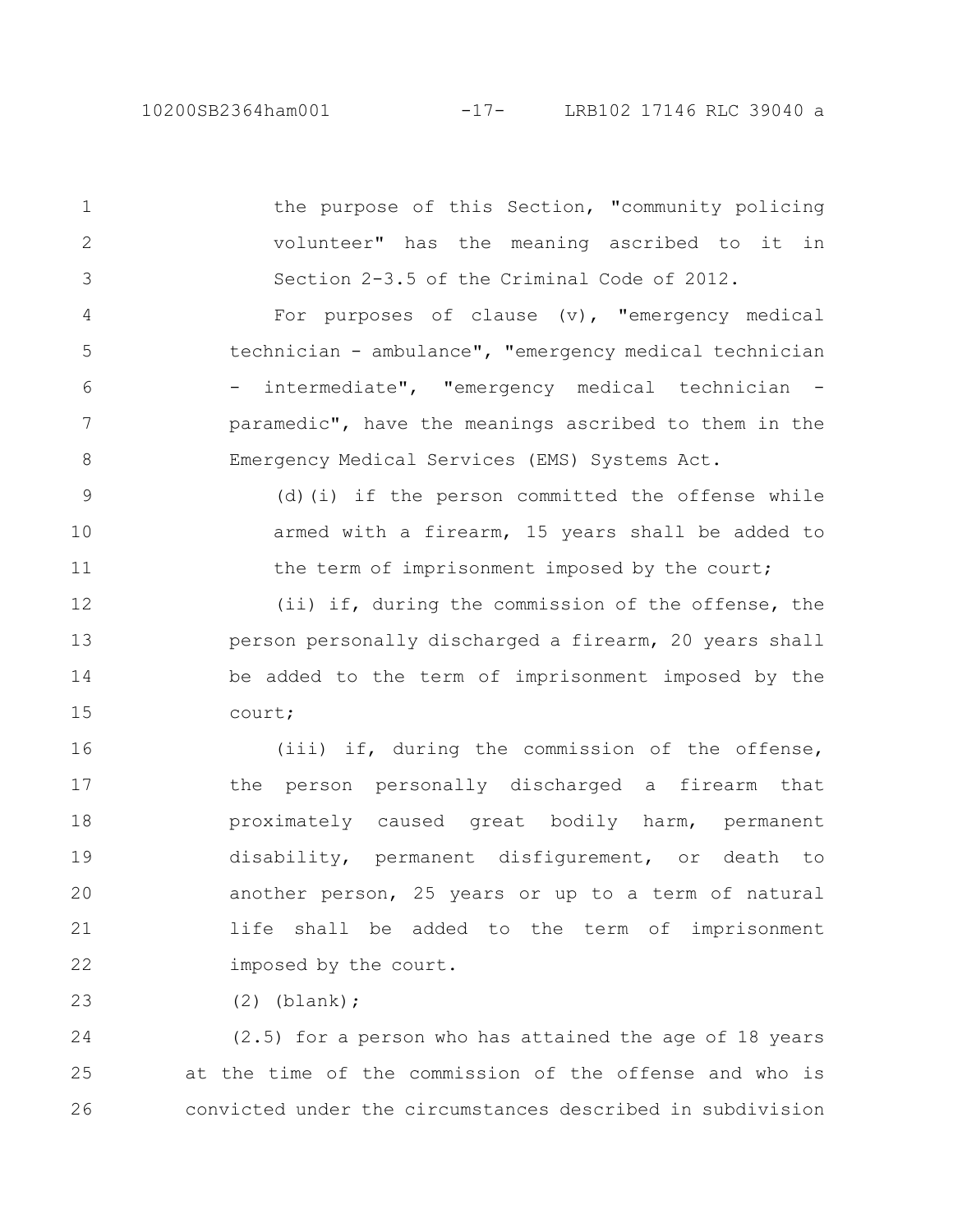the purpose of this Section, "community policing volunteer" has the meaning ascribed to it in Section 2-3.5 of the Criminal Code of 2012.

For purposes of clause (v), "emergency medical technician - ambulance", "emergency medical technician - intermediate", "emergency medical technician - paramedic", have the meanings ascribed to them in the Emergency Medical Services (EMS) Systems Act.

(d)(i) if the person committed the offense while armed with a firearm, 15 years shall be added to the term of imprisonment imposed by the court;

(ii) if, during the commission of the offense, the person personally discharged a firearm, 20 years shall be added to the term of imprisonment imposed by the court;

(iii) if, during the commission of the offense, the person personally discharged a firearm that proximately caused great bodily harm, permanent disability, permanent disfigurement, or death to another person, 25 years or up to a term of natural life shall be added to the term of imprisonment imposed by the court.

(2) (blank);

(2.5) for a person who has attained the age of 18 years at the time of the commission of the offense and who is convicted under the circumstances described in subdivision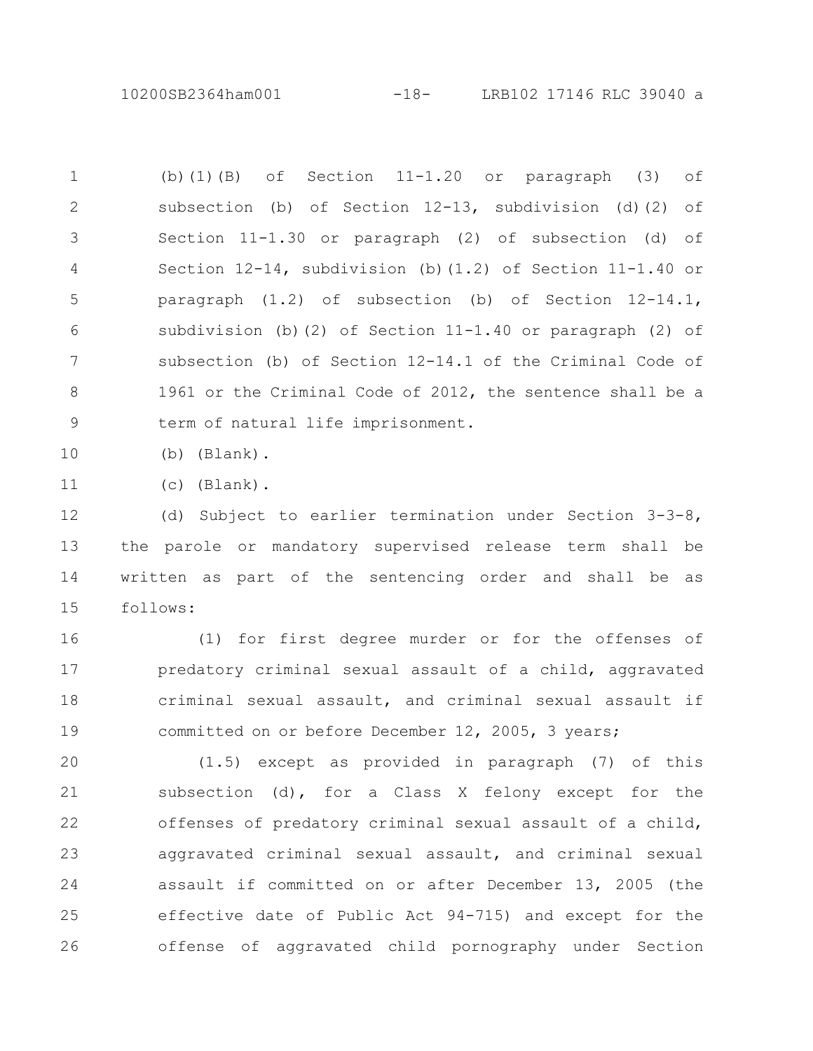(b)(1)(B) of Section 11-1.20 or paragraph (3) of subsection (b) of Section 12-13, subdivision (d)(2) of Section 11-1.30 or paragraph (2) of subsection (d) of Section 12-14, subdivision (b)(1.2) of Section 11-1.40 or paragraph (1.2) of subsection (b) of Section 12-14.1, subdivision (b)(2) of Section 11-1.40 or paragraph (2) of subsection (b) of Section 12-14.1 of the Criminal Code of 1961 or the Criminal Code of 2012, the sentence shall be a term of natural life imprisonment.

(b) (Blank).

(c) (Blank).

(d) Subject to earlier termination under Section 3-3-8, the parole or mandatory supervised release term shall be written as part of the sentencing order and shall be as follows:

(1) for first degree murder or for the offenses of predatory criminal sexual assault of a child, aggravated criminal sexual assault, and criminal sexual assault if committed on or before December 12, 2005, 3 years;

(1.5) except as provided in paragraph (7) of this subsection (d), for a Class X felony except for the offenses of predatory criminal sexual assault of a child, aggravated criminal sexual assault, and criminal sexual assault if committed on or after December 13, 2005 (the effective date of Public Act 94-715) and except for the offense of aggravated child pornography under Section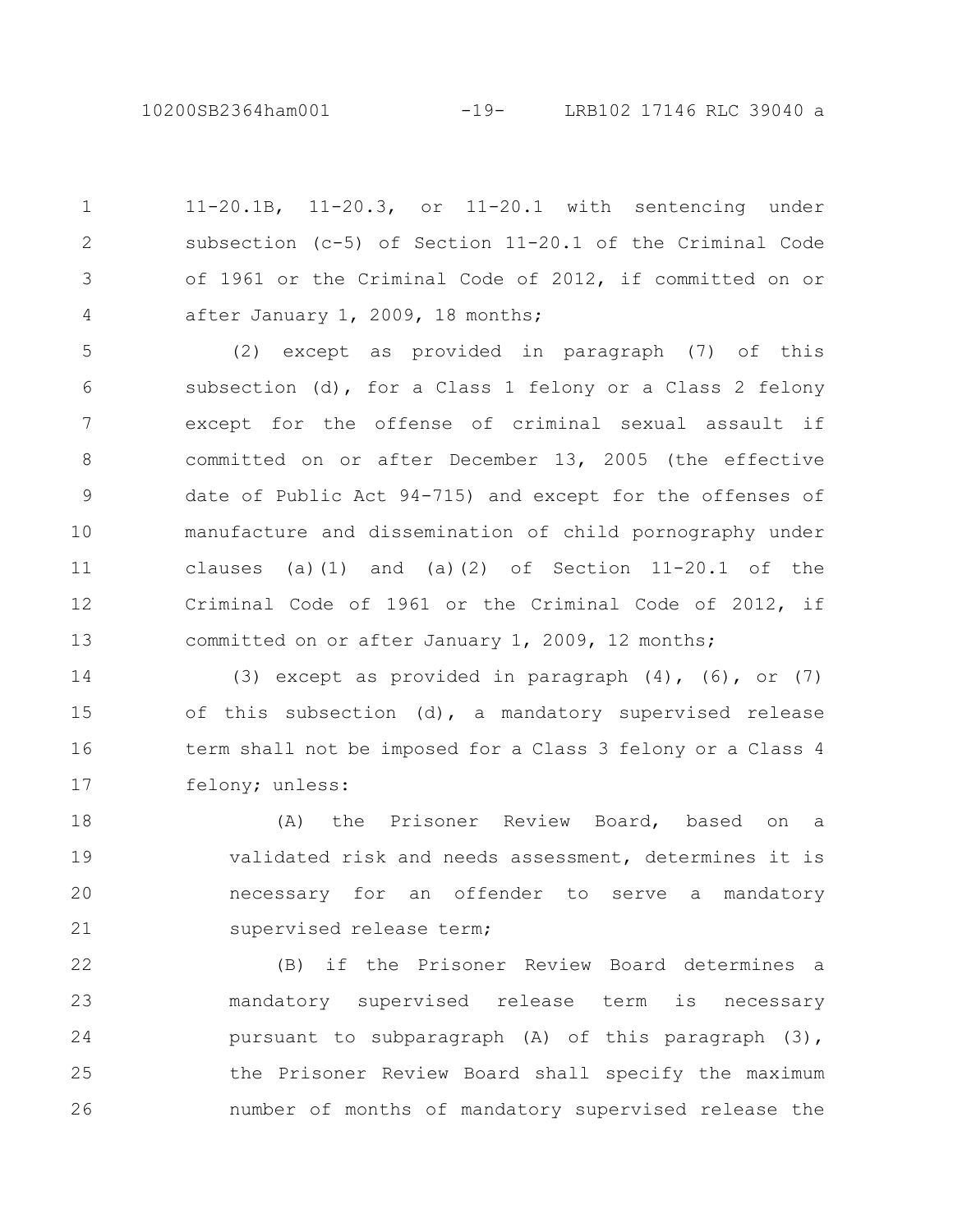11-20.1B, 11-20.3, or 11-20.1 with sentencing under subsection (c-5) of Section 11-20.1 of the Criminal Code of 1961 or the Criminal Code of 2012, if committed on or after January 1, 2009, 18 months;

(2) except as provided in paragraph (7) of this subsection (d), for a Class 1 felony or a Class 2 felony except for the offense of criminal sexual assault if committed on or after December 13, 2005 (the effective date of Public Act 94-715) and except for the offenses of manufacture and dissemination of child pornography under clauses (a)(1) and (a)(2) of Section 11-20.1 of the Criminal Code of 1961 or the Criminal Code of 2012, if committed on or after January 1, 2009, 12 months;

(3) except as provided in paragraph (4), (6), or (7) of this subsection (d), a mandatory supervised release term shall not be imposed for a Class 3 felony or a Class 4 felony; unless:

(A) the Prisoner Review Board, based on a validated risk and needs assessment, determines it is necessary for an offender to serve a mandatory supervised release term;

(B) if the Prisoner Review Board determines a mandatory supervised release term is necessary pursuant to subparagraph (A) of this paragraph (3), the Prisoner Review Board shall specify the maximum number of months of mandatory supervised release the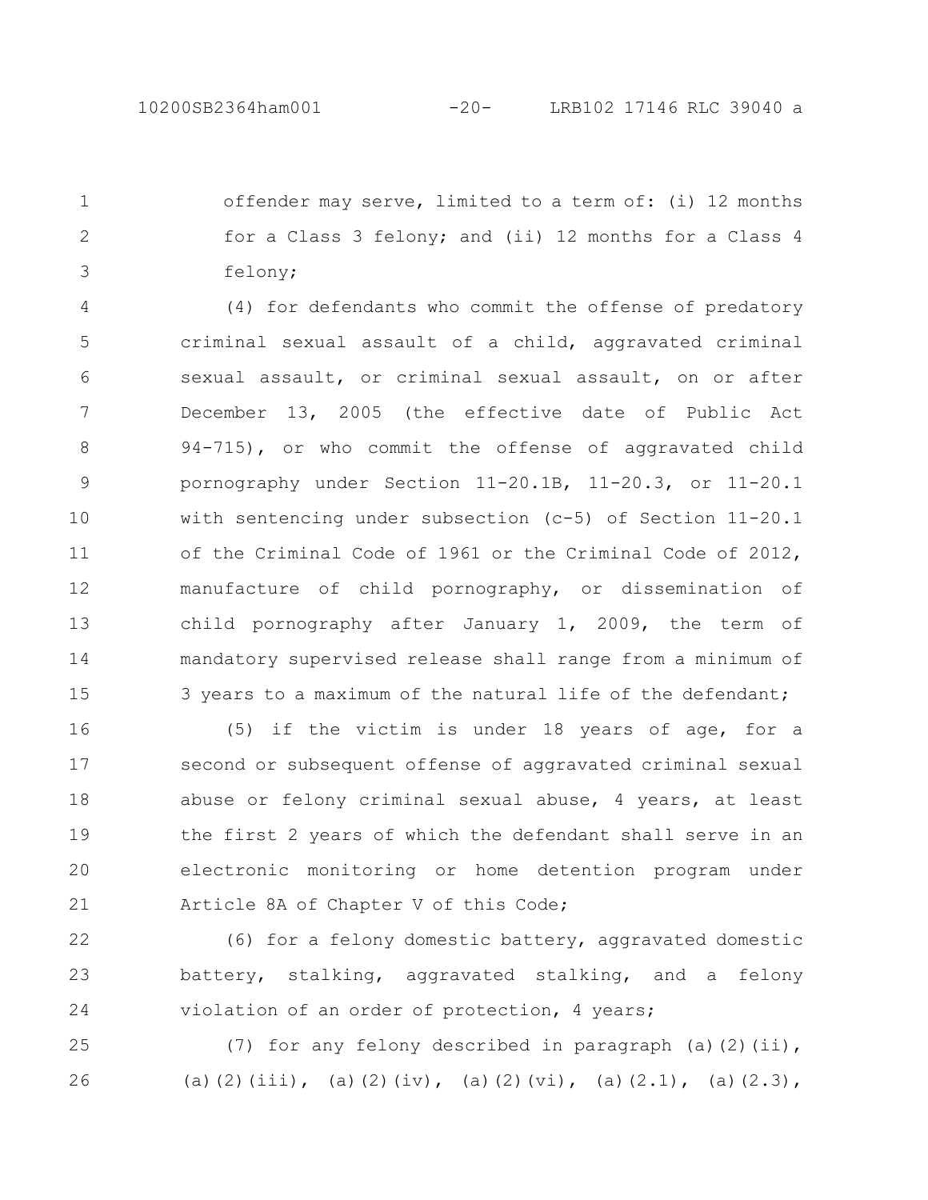offender may serve, limited to a term of: (i) 12 months for a Class 3 felony; and (ii) 12 months for a Class 4 felony;

(4) for defendants who commit the offense of predatory criminal sexual assault of a child, aggravated criminal sexual assault, or criminal sexual assault, on or after December 13, 2005 (the effective date of Public Act 94-715), or who commit the offense of aggravated child pornography under Section 11-20.1B, 11-20.3, or 11-20.1 with sentencing under subsection (c-5) of Section 11-20.1 of the Criminal Code of 1961 or the Criminal Code of 2012, manufacture of child pornography, or dissemination of child pornography after January 1, 2009, the term of mandatory supervised release shall range from a minimum of 3 years to a maximum of the natural life of the defendant;

(5) if the victim is under 18 years of age, for a second or subsequent offense of aggravated criminal sexual abuse or felony criminal sexual abuse, 4 years, at least the first 2 years of which the defendant shall serve in an electronic monitoring or home detention program under Article 8A of Chapter V of this Code;

(6) for a felony domestic battery, aggravated domestic battery, stalking, aggravated stalking, and a felony violation of an order of protection, 4 years;

(7) for any felony described in paragraph (a)(2)(ii), (a)(2)(iii), (a)(2)(iv), (a)(2)(vi), (a)(2.1), (a)(2.3),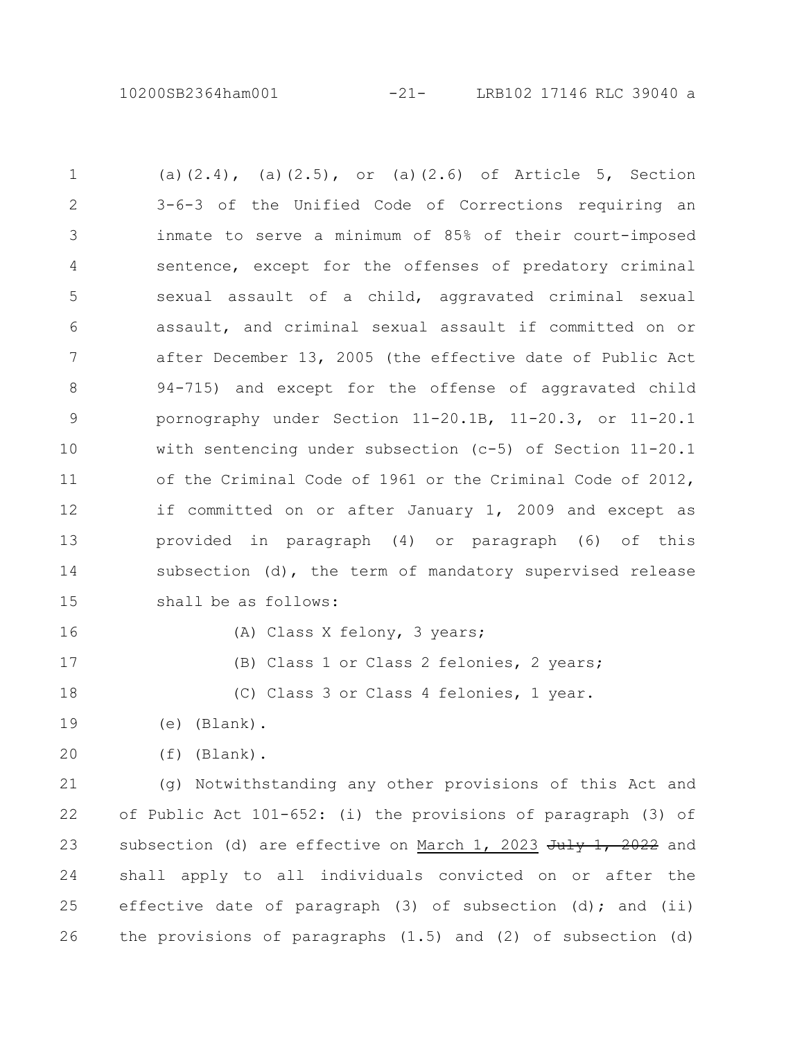(a)(2.4), (a)(2.5), or (a)(2.6) of Article 5, Section 3-6-3 of the Unified Code of Corrections requiring an inmate to serve a minimum of 85% of their court-imposed sentence, except for the offenses of predatory criminal sexual assault of a child, aggravated criminal sexual assault, and criminal sexual assault if committed on or after December 13, 2005 (the effective date of Public Act 94-715) and except for the offense of aggravated child pornography under Section 11-20.1B, 11-20.3, or 11-20.1 with sentencing under subsection (c-5) of Section 11-20.1 of the Criminal Code of 1961 or the Criminal Code of 2012, if committed on or after January 1, 2009 and except as provided in paragraph (4) or paragraph (6) of this subsection (d), the term of mandatory supervised release shall be as follows:

(A) Class X felony, 3 years;

(B) Class 1 or Class 2 felonies, 2 years;

(C) Class 3 or Class 4 felonies, 1 year.

(e) (Blank).

(f) (Blank).

(g) Notwithstanding any other provisions of this Act and of Public Act 101-652: (i) the provisions of paragraph (3) of subsection (d) are effective on March 1, 2023 ~~July 1, 2022~~ and shall apply to all individuals convicted on or after the effective date of paragraph (3) of subsection (d); and (ii) the provisions of paragraphs (1.5) and (2) of subsection (d)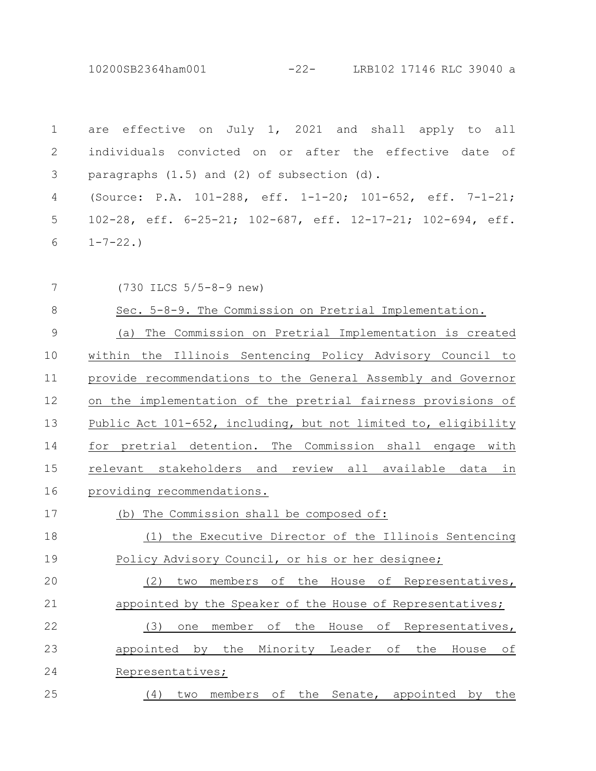are effective on July 1, 2021 and shall apply to all individuals convicted on or after the effective date of paragraphs (1.5) and (2) of subsection (d).

(Source: P.A. 101-288, eff. 1-1-20; 101-652, eff. 7-1-21; 102-28, eff. 6-25-21; 102-687, eff. 12-17-21; 102-694, eff. 1-7-22.)

(730 ILCS 5/5-8-9 new)

Sec. 5-8-9. The Commission on Pretrial Implementation.

(a) The Commission on Pretrial Implementation is created within the Illinois Sentencing Policy Advisory Council to provide recommendations to the General Assembly and Governor on the implementation of the pretrial fairness provisions of Public Act 101-652, including, but not limited to, eligibility for pretrial detention. The Commission shall engage with relevant stakeholders and review all available data in providing recommendations.

(b) The Commission shall be composed of:

(1) the Executive Director of the Illinois Sentencing Policy Advisory Council, or his or her designee;

(2) two members of the House of Representatives, appointed by the Speaker of the House of Representatives;

(3) one member of the House of Representatives, appointed by the Minority Leader of the House of Representatives;

(4) two members of the Senate, appointed by the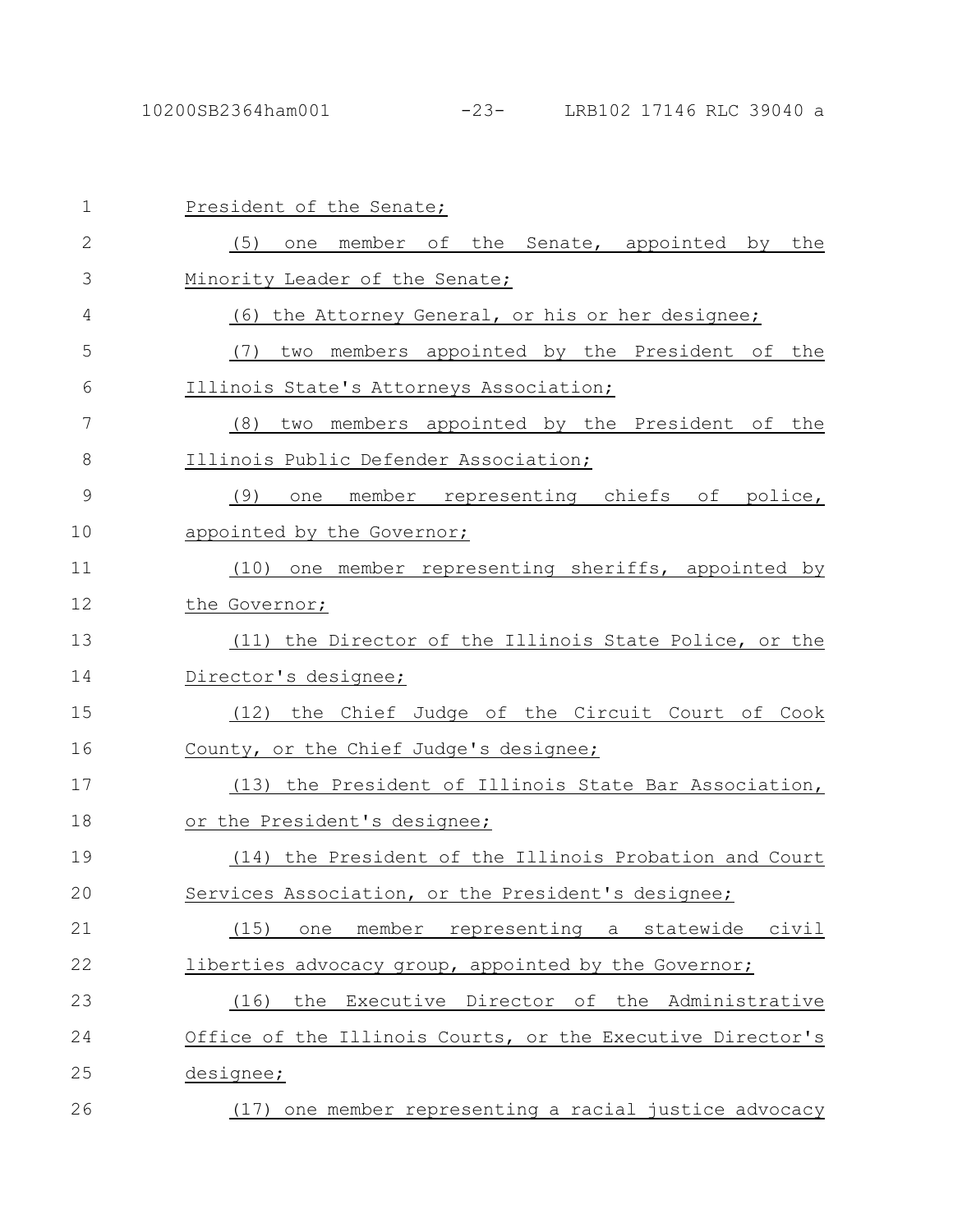President of the Senate;

(5) one member of the Senate, appointed by the Minority Leader of the Senate;

(6) the Attorney General, or his or her designee;

(7) two members appointed by the President of the Illinois State's Attorneys Association;

(8) two members appointed by the President of the Illinois Public Defender Association;

(9) one member representing chiefs of police, appointed by the Governor;

(10) one member representing sheriffs, appointed by the Governor;

(11) the Director of the Illinois State Police, or the Director's designee;

(12) the Chief Judge of the Circuit Court of Cook County, or the Chief Judge's designee;

(13) the President of Illinois State Bar Association, or the President's designee;

(14) the President of the Illinois Probation and Court Services Association, or the President's designee;

(15) one member representing a statewide civil liberties advocacy group, appointed by the Governor;

(16) the Executive Director of the Administrative Office of the Illinois Courts, or the Executive Director's designee;

(17) one member representing a racial justice advocacy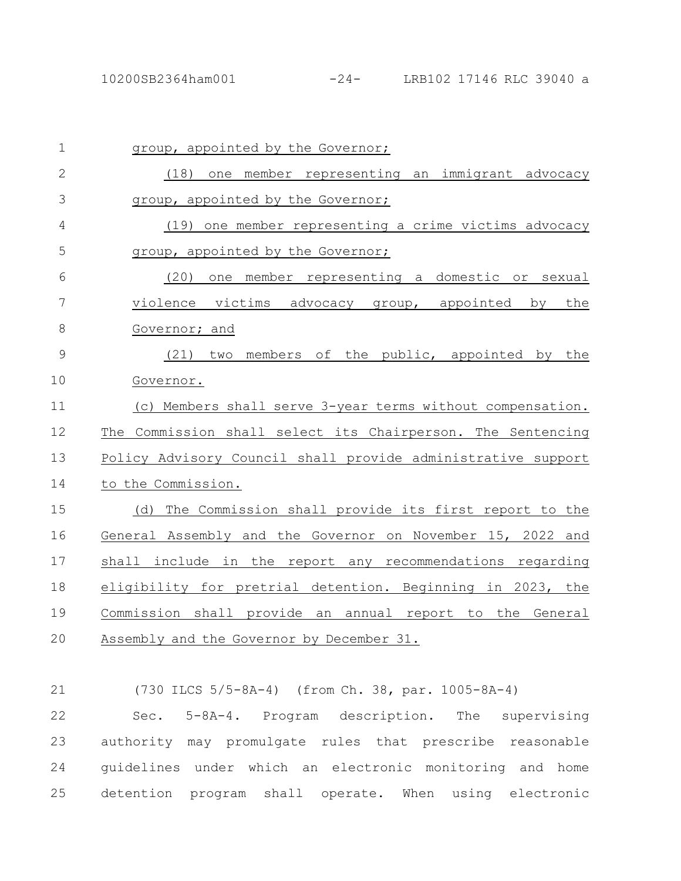group, appointed by the Governor;

(18) one member representing an immigrant advocacy group, appointed by the Governor;

(19) one member representing a crime victims advocacy group, appointed by the Governor;

(20) one member representing a domestic or sexual violence victims advocacy group, appointed by the Governor; and

(21) two members of the public, appointed by the Governor.

(c) Members shall serve 3-year terms without compensation. The Commission shall select its Chairperson. The Sentencing Policy Advisory Council shall provide administrative support to the Commission.

(d) The Commission shall provide its first report to the General Assembly and the Governor on November 15, 2022 and shall include in the report any recommendations regarding eligibility for pretrial detention. Beginning in 2023, the Commission shall provide an annual report to the General Assembly and the Governor by December 31.

(730 ILCS 5/5-8A-4) (from Ch. 38, par. 1005-8A-4)

Sec. 5-8A-4. Program description. The supervising authority may promulgate rules that prescribe reasonable guidelines under which an electronic monitoring and home detention program shall operate. When using electronic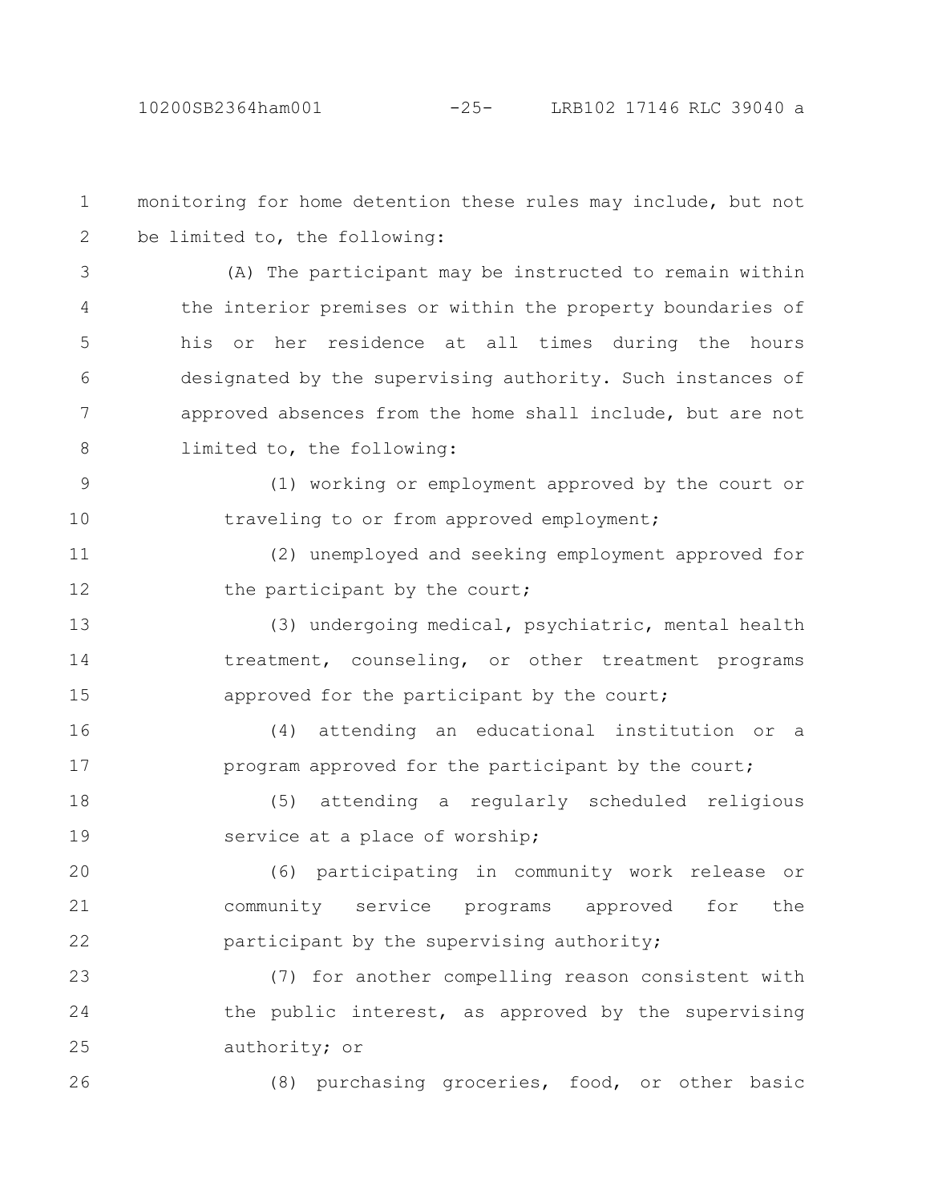monitoring for home detention these rules may include, but not be limited to, the following:

(A) The participant may be instructed to remain within the interior premises or within the property boundaries of his or her residence at all times during the hours designated by the supervising authority. Such instances of approved absences from the home shall include, but are not limited to, the following:

(1) working or employment approved by the court or traveling to or from approved employment;

(2) unemployed and seeking employment approved for the participant by the court;

(3) undergoing medical, psychiatric, mental health treatment, counseling, or other treatment programs approved for the participant by the court;

(4) attending an educational institution or a program approved for the participant by the court;

(5) attending a regularly scheduled religious service at a place of worship;

(6) participating in community work release or community service programs approved for the participant by the supervising authority;

(7) for another compelling reason consistent with the public interest, as approved by the supervising authority; or

(8) purchasing groceries, food, or other basic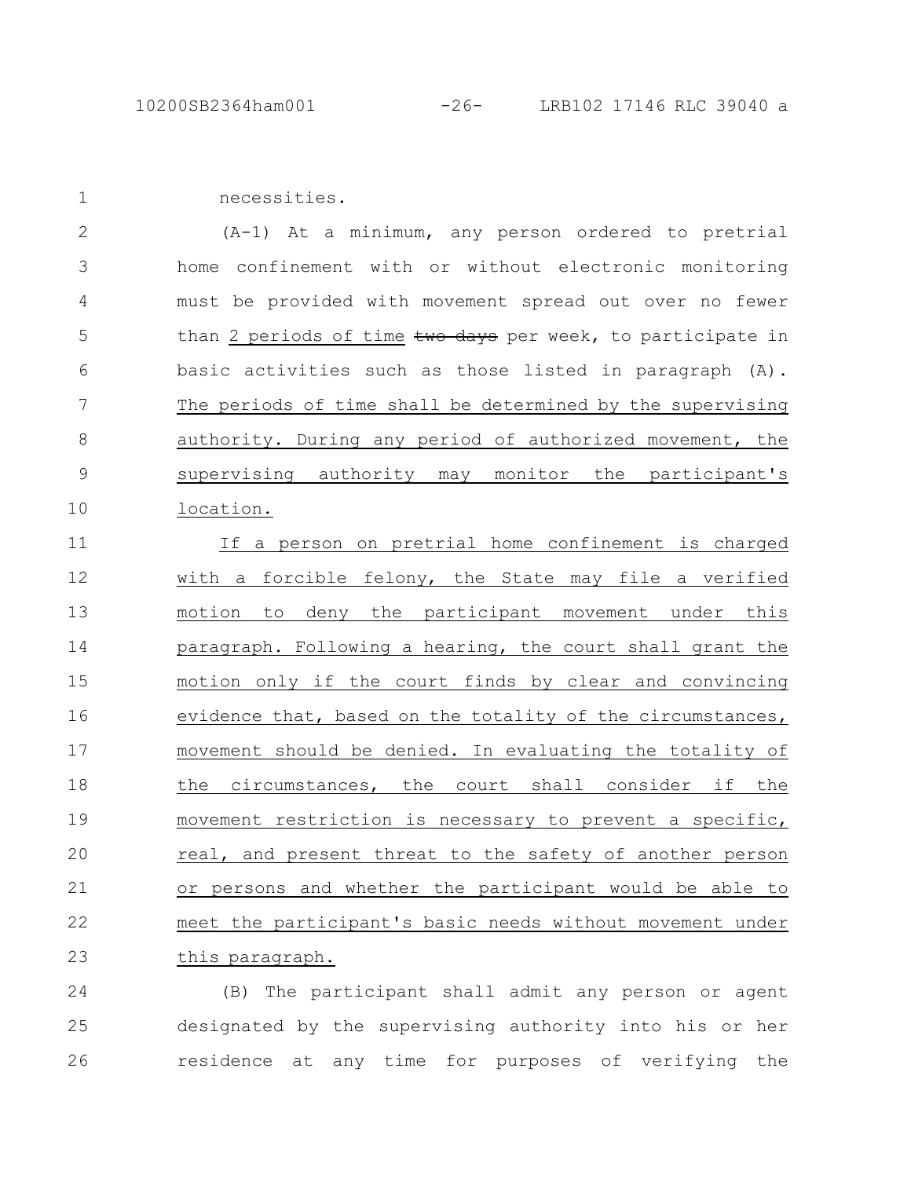necessities.

(A-1) At a minimum, any person ordered to pretrial home confinement with or without electronic monitoring must be provided with movement spread out over no fewer than <u>2 periods of time</u> ~~two days~~ per week, to participate in basic activities such as those listed in paragraph (A). <u>The periods of time shall be determined by the supervising authority. During any period of authorized movement, the supervising authority may monitor the participant's location.</u>

<u>If a person on pretrial home confinement is charged with a forcible felony, the State may file a verified motion to deny the participant movement under this paragraph. Following a hearing, the court shall grant the motion only if the court finds by clear and convincing evidence that, based on the totality of the circumstances, movement should be denied. In evaluating the totality of the circumstances, the court shall consider if the movement restriction is necessary to prevent a specific, real, and present threat to the safety of another person or persons and whether the participant would be able to meet the participant's basic needs without movement under this paragraph.</u>

(B) The participant shall admit any person or agent designated by the supervising authority into his or her residence at any time for purposes of verifying the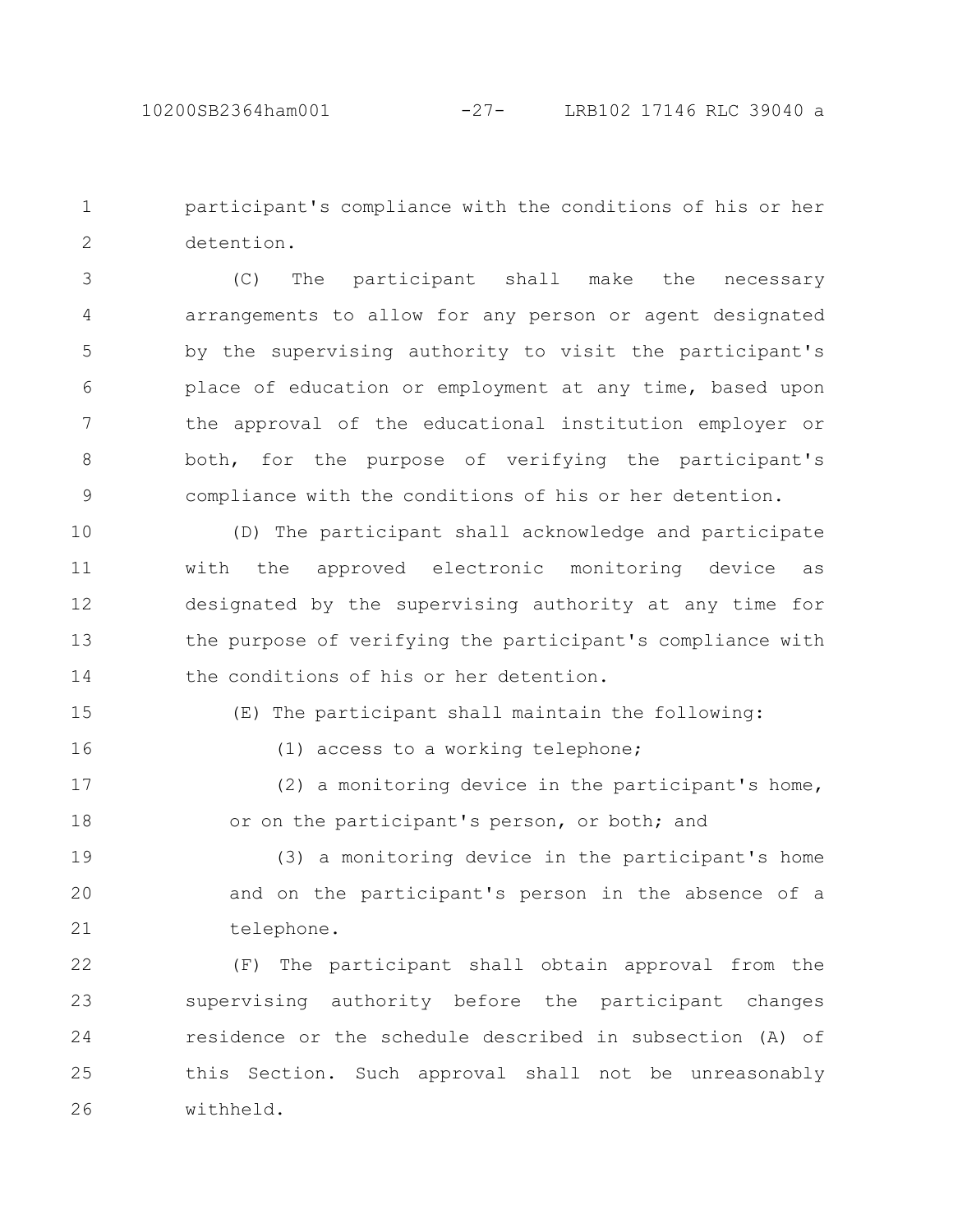participant's compliance with the conditions of his or her detention.

(C) The participant shall make the necessary arrangements to allow for any person or agent designated by the supervising authority to visit the participant's place of education or employment at any time, based upon the approval of the educational institution employer or both, for the purpose of verifying the participant's compliance with the conditions of his or her detention.

(D) The participant shall acknowledge and participate with the approved electronic monitoring device as designated by the supervising authority at any time for the purpose of verifying the participant's compliance with the conditions of his or her detention.

(E) The participant shall maintain the following:

(1) access to a working telephone;

(2) a monitoring device in the participant's home, or on the participant's person, or both; and

(3) a monitoring device in the participant's home and on the participant's person in the absence of a telephone.

(F) The participant shall obtain approval from the supervising authority before the participant changes residence or the schedule described in subsection (A) of this Section. Such approval shall not be unreasonably withheld.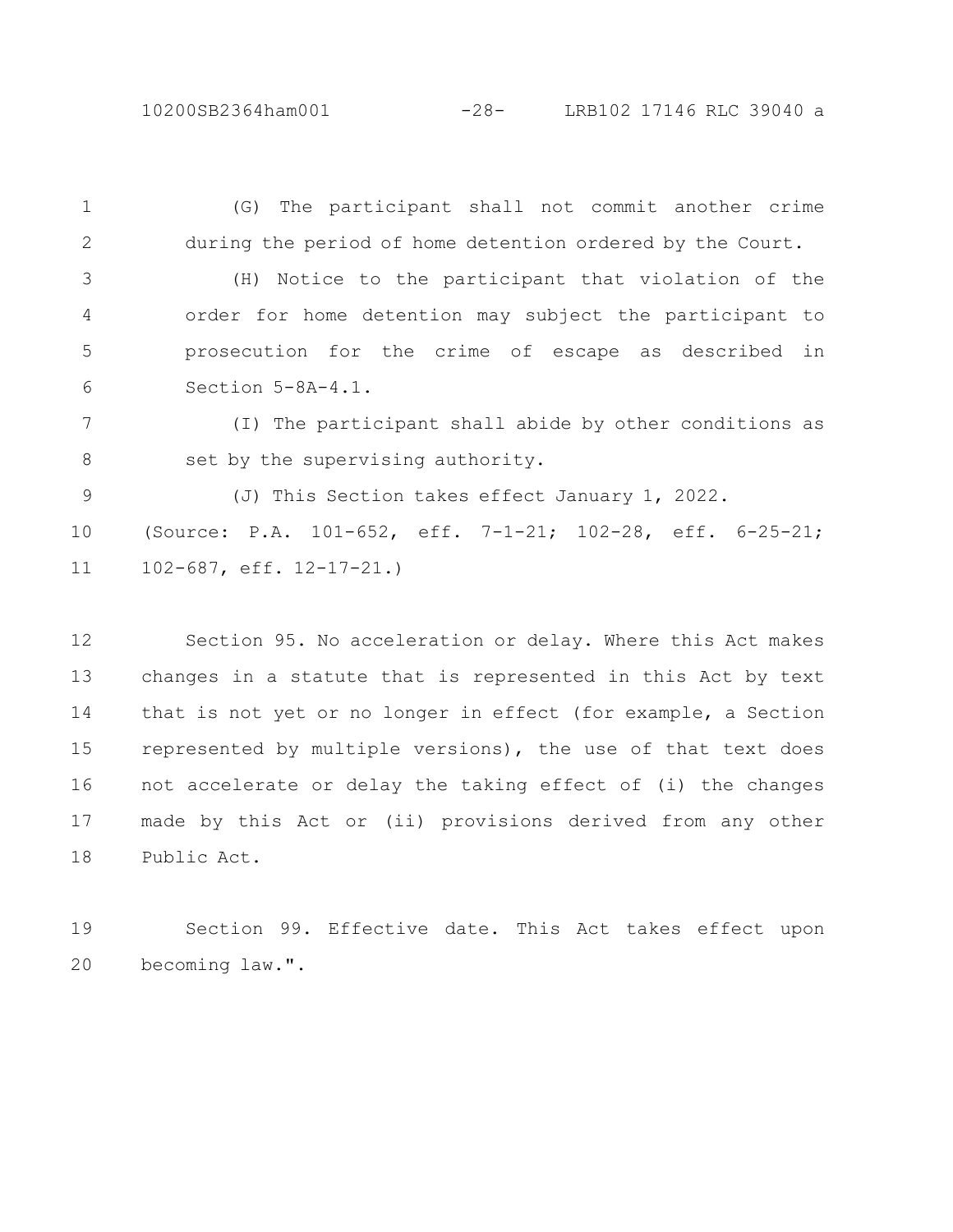(G) The participant shall not commit another crime during the period of home detention ordered by the Court.

(H) Notice to the participant that violation of the order for home detention may subject the participant to prosecution for the crime of escape as described in Section 5-8A-4.1.

(I) The participant shall abide by other conditions as set by the supervising authority.

(J) This Section takes effect January 1, 2022.

(Source: P.A. 101-652, eff. 7-1-21; 102-28, eff. 6-25-21; 102-687, eff. 12-17-21.)

Section 95. No acceleration or delay. Where this Act makes changes in a statute that is represented in this Act by text that is not yet or no longer in effect (for example, a Section represented by multiple versions), the use of that text does not accelerate or delay the taking effect of (i) the changes made by this Act or (ii) provisions derived from any other Public Act.

Section 99. Effective date. This Act takes effect upon becoming law.".